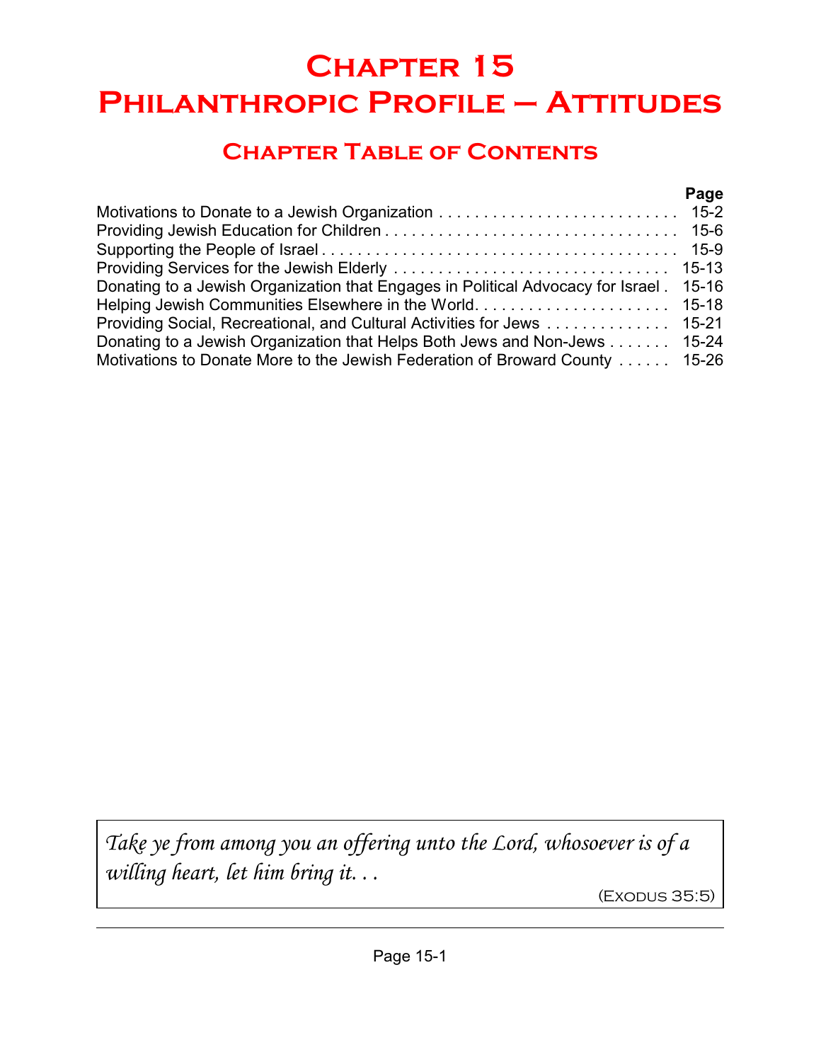# Chapter 15
# Philanthropic Profile – Attitudes

## Chapter Table of Contents

| | Page |
|---|---|
| Motivations to Donate to a Jewish Organization | 15-2 |
| Providing Jewish Education for Children | 15-6 |
| Supporting the People of Israel | 15-9 |
| Providing Services for the Jewish Elderly | 15-13 |
| Donating to a Jewish Organization that Engages in Political Advocacy for Israel | 15-16 |
| Helping Jewish Communities Elsewhere in the World | 15-18 |
| Providing Social, Recreational, and Cultural Activities for Jews | 15-21 |
| Donating to a Jewish Organization that Helps Both Jews and Non-Jews | 15-24 |
| Motivations to Donate More to the Jewish Federation of Broward County | 15-26 |

> *Take ye from among you an offering unto the Lord, whosoever is of a willing heart, let him bring it. . .*
>
> (Exodus 35:5)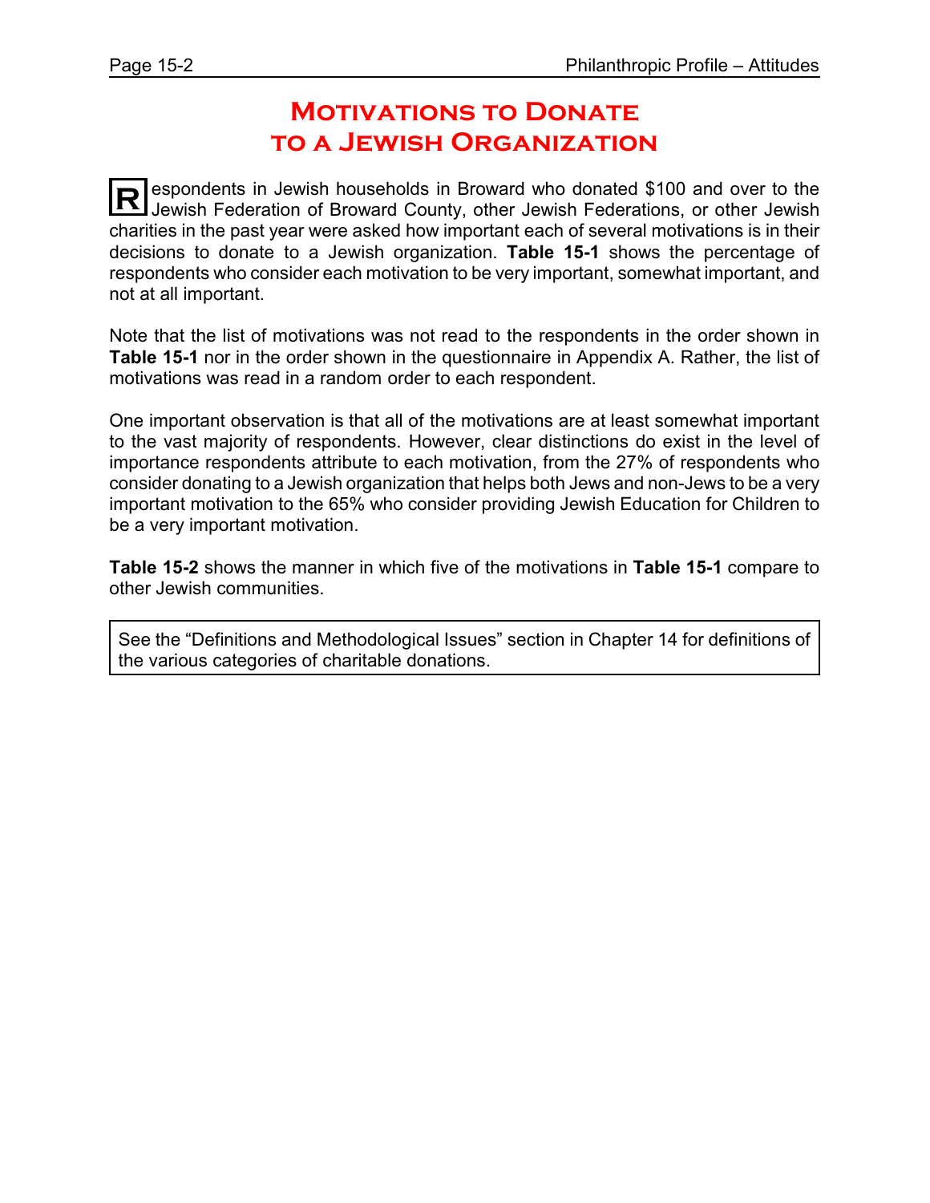# Motivations to Donate to a Jewish Organization

Respondents in Jewish households in Broward who donated $100 and over to the Jewish Federation of Broward County, other Jewish Federations, or other Jewish charities in the past year were asked how important each of several motivations is in their decisions to donate to a Jewish organization. **Table 15-1** shows the percentage of respondents who consider each motivation to be very important, somewhat important, and not at all important.

Note that the list of motivations was not read to the respondents in the order shown in **Table 15-1** nor in the order shown in the questionnaire in Appendix A. Rather, the list of motivations was read in a random order to each respondent.

One important observation is that all of the motivations are at least somewhat important to the vast majority of respondents. However, clear distinctions do exist in the level of importance respondents attribute to each motivation, from the 27% of respondents who consider donating to a Jewish organization that helps both Jews and non-Jews to be a very important motivation to the 65% who consider providing Jewish Education for Children to be a very important motivation.

**Table 15-2** shows the manner in which five of the motivations in **Table 15-1** compare to other Jewish communities.

> See the "Definitions and Methodological Issues" section in Chapter 14 for definitions of the various categories of charitable donations.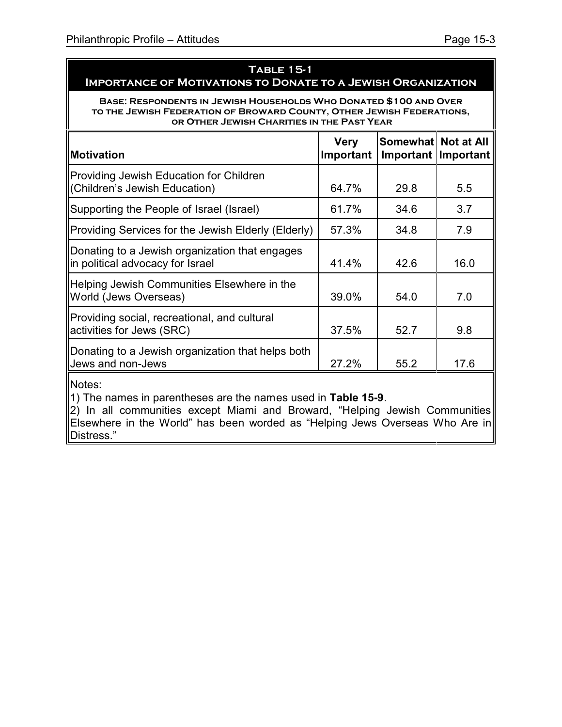## Table 15-1
### Importance of Motivations to Donate to a Jewish Organization

**Base: Respondents in Jewish Households Who Donated $100 and Over to the Jewish Federation of Broward County, Other Jewish Federations, or Other Jewish Charities in the Past Year**

| Motivation | Very Important | Somewhat Important | Not at All Important |
|---|---|---|---|
| Providing Jewish Education for Children (Children's Jewish Education) | 64.7% | 29.8 | 5.5 |
| Supporting the People of Israel (Israel) | 61.7% | 34.6 | 3.7 |
| Providing Services for the Jewish Elderly (Elderly) | 57.3% | 34.8 | 7.9 |
| Donating to a Jewish organization that engages in political advocacy for Israel | 41.4% | 42.6 | 16.0 |
| Helping Jewish Communities Elsewhere in the World (Jews Overseas) | 39.0% | 54.0 | 7.0 |
| Providing social, recreational, and cultural activities for Jews (SRC) | 37.5% | 52.7 | 9.8 |
| Donating to a Jewish organization that helps both Jews and non-Jews | 27.2% | 55.2 | 17.6 |

Notes:

1) The names in parentheses are the names used in **Table 15-9**.

2) In all communities except Miami and Broward, "Helping Jewish Communities Elsewhere in the World" has been worded as "Helping Jews Overseas Who Are in Distress."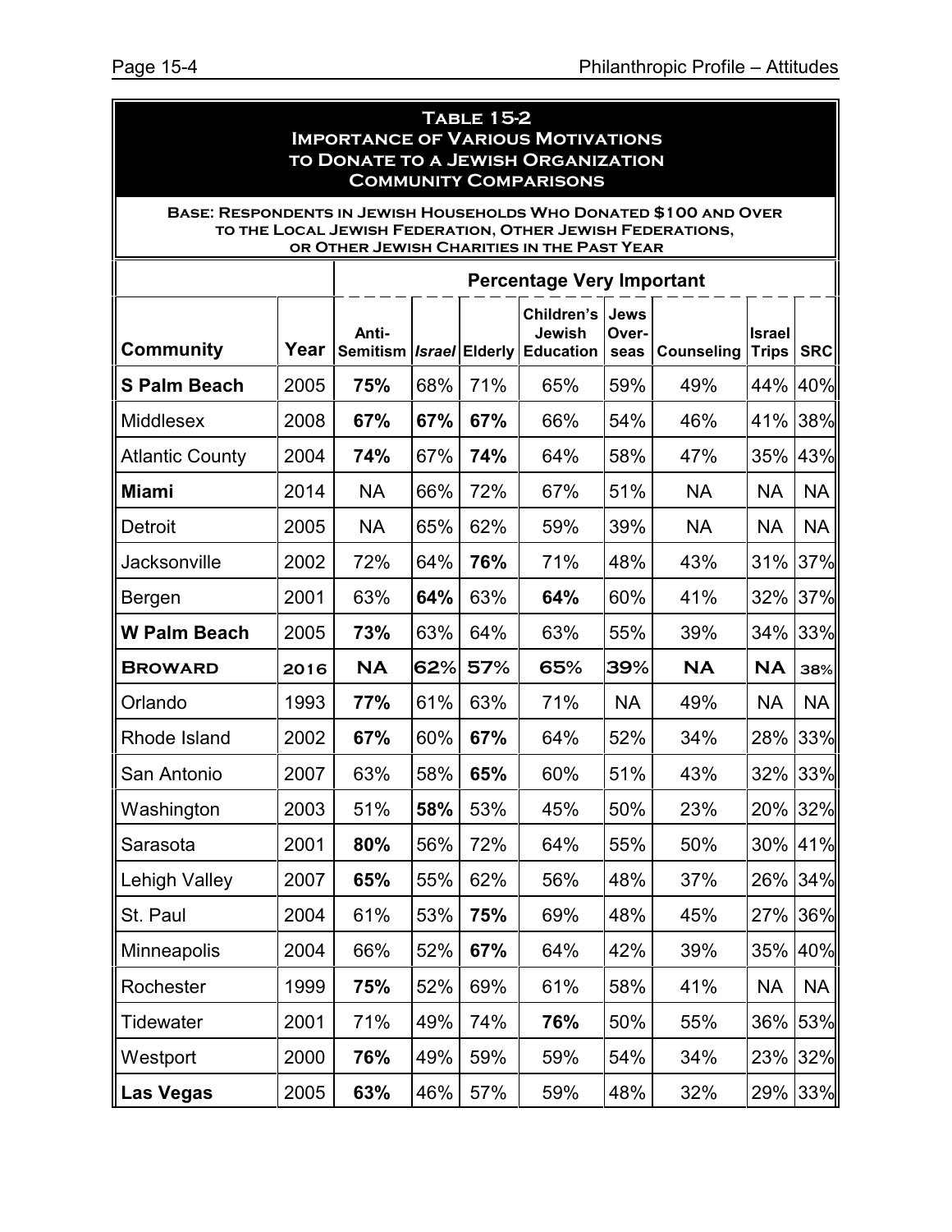## Table 15-2
## Importance of Various Motivations to Donate to a Jewish Organization
## Community Comparisons

**Base: Respondents in Jewish Households Who Donated $100 and Over to the Local Jewish Federation, Other Jewish Federations, or Other Jewish Charities in the Past Year**

| | | Percentage Very Important | | | | | | | |
|---|---|---|---|---|---|---|---|---|---|
| **Community** | **Year** | **Anti-Semitism** | ***Israel*** | **Elderly** | **Children's Jewish Education** | **Jews Over-seas** | **Counseling** | **Israel Trips** | **SRC** |
| **S Palm Beach** | 2005 | **75%** | 68% | 71% | 65% | 59% | 49% | 44% | 40% |
| Middlesex | 2008 | **67%** | **67%** | **67%** | 66% | 54% | 46% | 41% | 38% |
| Atlantic County | 2004 | **74%** | 67% | **74%** | 64% | 58% | 47% | 35% | 43% |
| **Miami** | 2014 | NA | 66% | 72% | 67% | 51% | NA | NA | NA |
| Detroit | 2005 | NA | 65% | 62% | 59% | 39% | NA | NA | NA |
| Jacksonville | 2002 | 72% | 64% | **76%** | 71% | 48% | 43% | 31% | 37% |
| Bergen | 2001 | 63% | **64%** | 63% | **64%** | 60% | 41% | 32% | 37% |
| **W Palm Beach** | 2005 | **73%** | 63% | 64% | 63% | 55% | 39% | 34% | 33% |
| **BROWARD** | **2016** | **NA** | **62%** | **57%** | **65%** | **39%** | **NA** | **NA** | **38%** |
| Orlando | 1993 | **77%** | 61% | 63% | 71% | NA | 49% | NA | NA |
| Rhode Island | 2002 | **67%** | 60% | **67%** | 64% | 52% | 34% | 28% | 33% |
| San Antonio | 2007 | 63% | 58% | **65%** | 60% | 51% | 43% | 32% | 33% |
| Washington | 2003 | 51% | **58%** | 53% | 45% | 50% | 23% | 20% | 32% |
| Sarasota | 2001 | **80%** | 56% | 72% | 64% | 55% | 50% | 30% | 41% |
| Lehigh Valley | 2007 | **65%** | 55% | 62% | 56% | 48% | 37% | 26% | 34% |
| St. Paul | 2004 | 61% | 53% | **75%** | 69% | 48% | 45% | 27% | 36% |
| Minneapolis | 2004 | 66% | 52% | **67%** | 64% | 42% | 39% | 35% | 40% |
| Rochester | 1999 | **75%** | 52% | 69% | 61% | 58% | 41% | NA | NA |
| Tidewater | 2001 | 71% | 49% | 74% | **76%** | 50% | 55% | 36% | 53% |
| Westport | 2000 | **76%** | 49% | 59% | 59% | 54% | 34% | 23% | 32% |
| **Las Vegas** | 2005 | **63%** | 46% | 57% | 59% | 48% | 32% | 29% | 33% |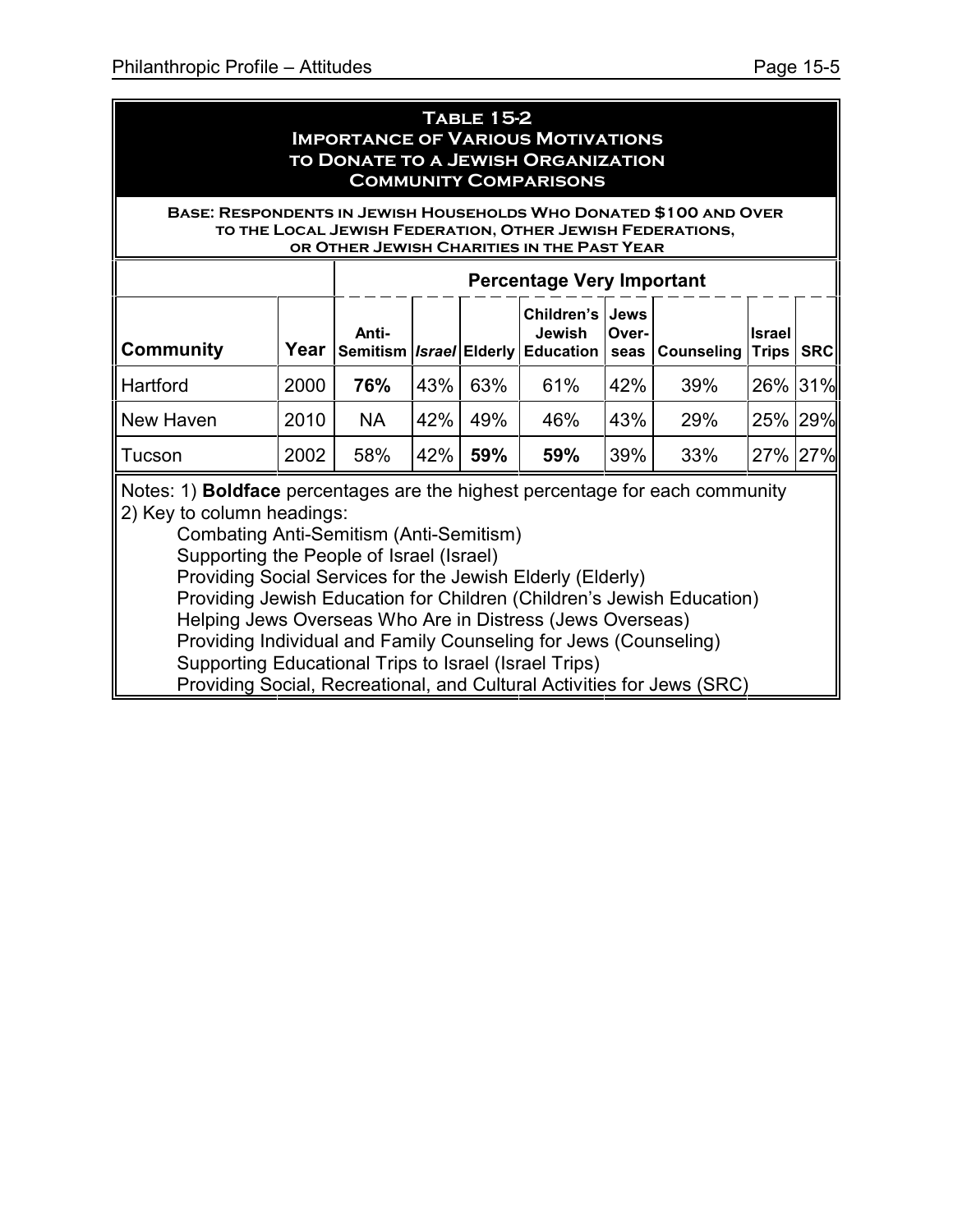## Table 15-2
## Importance of Various Motivations to Donate to a Jewish Organization
## Community Comparisons

**Base: Respondents in Jewish Households Who Donated $100 and Over to the Local Jewish Federation, Other Jewish Federations, or Other Jewish Charities in the Past Year**

| | | Percentage Very Important | | | | | | | |
|---|---|---|---|---|---|---|---|---|---|
| **Community** | **Year** | **Anti-Semitism** | ***Israel*** | **Elderly** | **Children's Jewish Education** | **Jews Over-seas** | **Counseling** | **Israel Trips** | **SRC** |
| Hartford | 2000 | **76%** | 43% | 63% | 61% | 42% | 39% | 26% | 31% |
| New Haven | 2010 | NA | 42% | 49% | 46% | 43% | 29% | 25% | 29% |
| Tucson | 2002 | 58% | 42% | **59%** | **59%** | 39% | 33% | 27% | 27% |

Notes: 1) **Boldface** percentages are the highest percentage for each community
2) Key to column headings:
Combating Anti-Semitism (Anti-Semitism)
Supporting the People of Israel (Israel)
Providing Social Services for the Jewish Elderly (Elderly)
Providing Jewish Education for Children (Children's Jewish Education)
Helping Jews Overseas Who Are in Distress (Jews Overseas)
Providing Individual and Family Counseling for Jews (Counseling)
Supporting Educational Trips to Israel (Israel Trips)
Providing Social, Recreational, and Cultural Activities for Jews (SRC)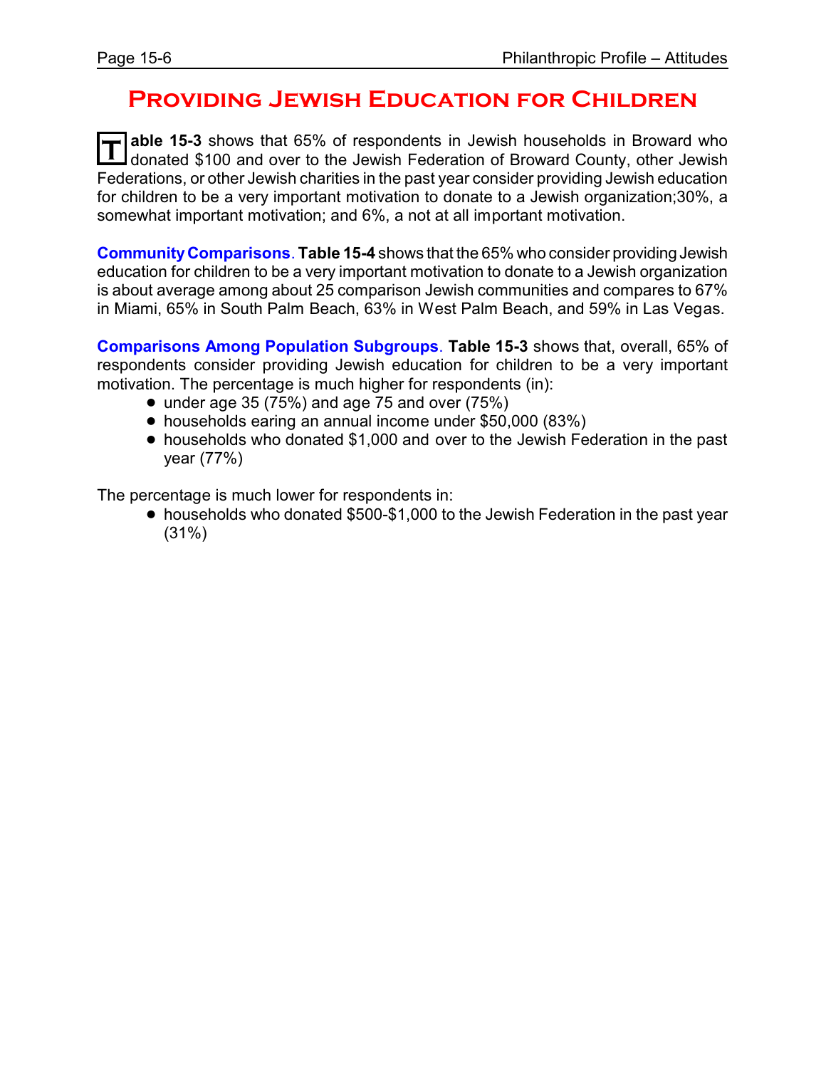# Providing Jewish Education for Children

**Table 15-3** shows that 65% of respondents in Jewish households in Broward who donated $100 and over to the Jewish Federation of Broward County, other Jewish Federations, or other Jewish charities in the past year consider providing Jewish education for children to be a very important motivation to donate to a Jewish organization;30%, a somewhat important motivation; and 6%, a not at all important motivation.

**Community Comparisons**. **Table 15-4** shows that the 65% who consider providing Jewish education for children to be a very important motivation to donate to a Jewish organization is about average among about 25 comparison Jewish communities and compares to 67% in Miami, 65% in South Palm Beach, 63% in West Palm Beach, and 59% in Las Vegas.

**Comparisons Among Population Subgroups**. **Table 15-3** shows that, overall, 65% of respondents consider providing Jewish education for children to be a very important motivation. The percentage is much higher for respondents (in):

- under age 35 (75%) and age 75 and over (75%)
- households earing an annual income under $50,000 (83%)
- households who donated $1,000 and over to the Jewish Federation in the past year (77%)

The percentage is much lower for respondents in:

- households who donated $500-$1,000 to the Jewish Federation in the past year (31%)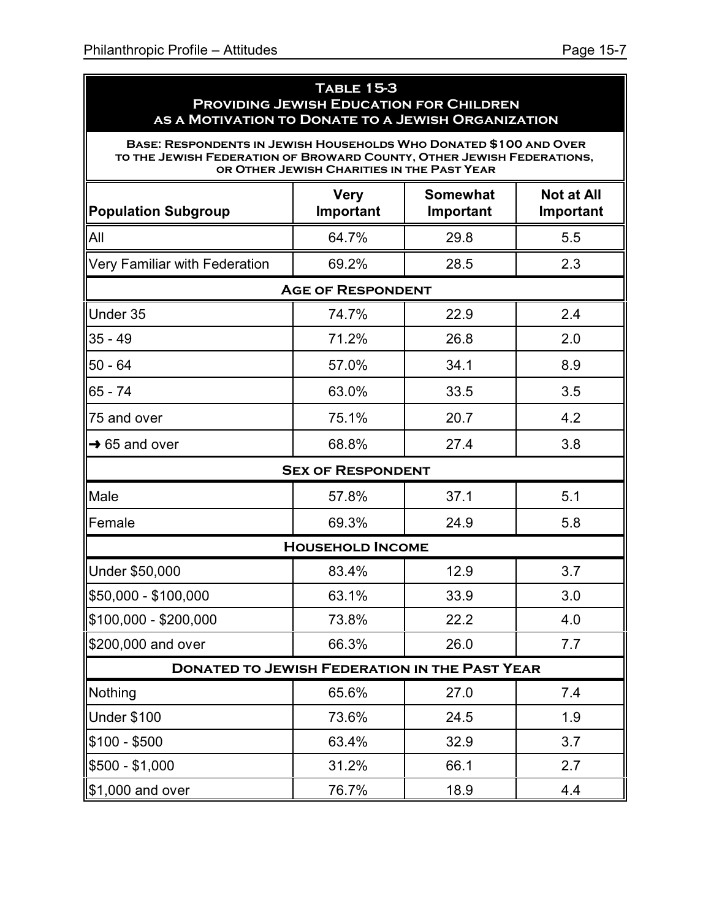**Table 15-3**
**Providing Jewish Education for Children as a Motivation to Donate to a Jewish Organization**

**Base: Respondents in Jewish Households Who Donated $100 and Over to the Jewish Federation of Broward County, Other Jewish Federations, or Other Jewish Charities in the Past Year**

| Population Subgroup | Very Important | Somewhat Important | Not at All Important |
|---|---|---|---|
| All | 64.7% | 29.8 | 5.5 |
| Very Familiar with Federation | 69.2% | 28.5 | 2.3 |
| **Age of Respondent** | | | |
| Under 35 | 74.7% | 22.9 | 2.4 |
| 35 - 49 | 71.2% | 26.8 | 2.0 |
| 50 - 64 | 57.0% | 34.1 | 8.9 |
| 65 - 74 | 63.0% | 33.5 | 3.5 |
| 75 and over | 75.1% | 20.7 | 4.2 |
| → 65 and over | 68.8% | 27.4 | 3.8 |
| **Sex of Respondent** | | | |
| Male | 57.8% | 37.1 | 5.1 |
| Female | 69.3% | 24.9 | 5.8 |
| **Household Income** | | | |
| Under $50,000 | 83.4% | 12.9 | 3.7 |
| $50,000 - $100,000 | 63.1% | 33.9 | 3.0 |
| $100,000 - $200,000 | 73.8% | 22.2 | 4.0 |
| $200,000 and over | 66.3% | 26.0 | 7.7 |
| **Donated to Jewish Federation in the Past Year** | | | |
| Nothing | 65.6% | 27.0 | 7.4 |
| Under $100 | 73.6% | 24.5 | 1.9 |
| $100 - $500 | 63.4% | 32.9 | 3.7 |
| $500 - $1,000 | 31.2% | 66.1 | 2.7 |
| $1,000 and over | 76.7% | 18.9 | 4.4 |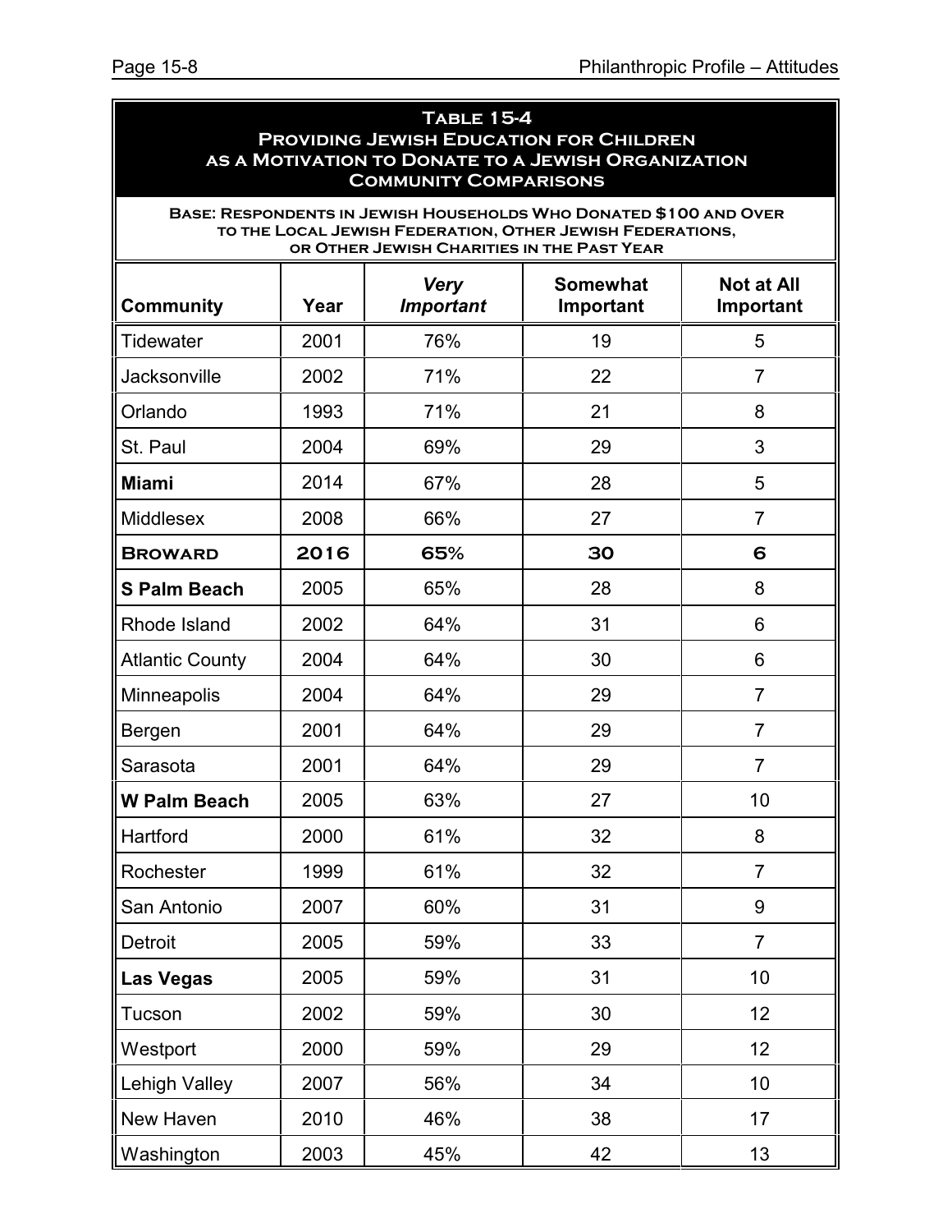**Table 15-4**
**Providing Jewish Education for Children as a Motivation to Donate to a Jewish Organization**
**Community Comparisons**

**Base: Respondents in Jewish Households Who Donated $100 and Over to the Local Jewish Federation, Other Jewish Federations, or Other Jewish Charities in the Past Year**

| Community | Year | *Very Important* | Somewhat Important | Not at All Important |
|---|---|---|---|---|
| Tidewater | 2001 | 76% | 19 | 5 |
| Jacksonville | 2002 | 71% | 22 | 7 |
| Orlando | 1993 | 71% | 21 | 8 |
| St. Paul | 2004 | 69% | 29 | 3 |
| **Miami** | 2014 | 67% | 28 | 5 |
| Middlesex | 2008 | 66% | 27 | 7 |
| **Broward** | **2016** | **65%** | **30** | **6** |
| **S Palm Beach** | 2005 | 65% | 28 | 8 |
| Rhode Island | 2002 | 64% | 31 | 6 |
| Atlantic County | 2004 | 64% | 30 | 6 |
| Minneapolis | 2004 | 64% | 29 | 7 |
| Bergen | 2001 | 64% | 29 | 7 |
| Sarasota | 2001 | 64% | 29 | 7 |
| **W Palm Beach** | 2005 | 63% | 27 | 10 |
| Hartford | 2000 | 61% | 32 | 8 |
| Rochester | 1999 | 61% | 32 | 7 |
| San Antonio | 2007 | 60% | 31 | 9 |
| Detroit | 2005 | 59% | 33 | 7 |
| **Las Vegas** | 2005 | 59% | 31 | 10 |
| Tucson | 2002 | 59% | 30 | 12 |
| Westport | 2000 | 59% | 29 | 12 |
| Lehigh Valley | 2007 | 56% | 34 | 10 |
| New Haven | 2010 | 46% | 38 | 17 |
| Washington | 2003 | 45% | 42 | 13 |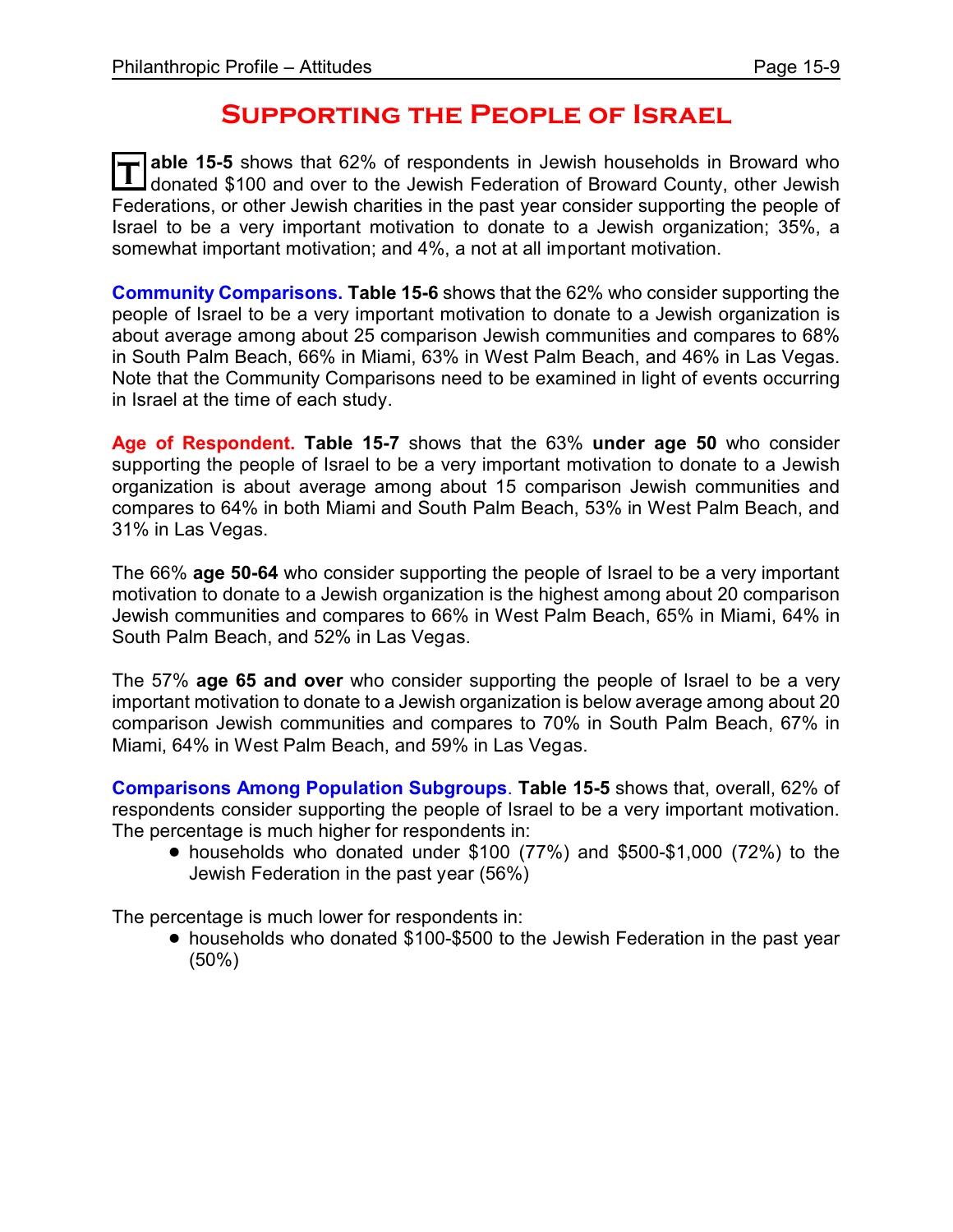# Supporting the People of Israel

**Table 15-5** shows that 62% of respondents in Jewish households in Broward who donated $100 and over to the Jewish Federation of Broward County, other Jewish Federations, or other Jewish charities in the past year consider supporting the people of Israel to be a very important motivation to donate to a Jewish organization; 35%, a somewhat important motivation; and 4%, a not at all important motivation.

**Community Comparisons. Table 15-6** shows that the 62% who consider supporting the people of Israel to be a very important motivation to donate to a Jewish organization is about average among about 25 comparison Jewish communities and compares to 68% in South Palm Beach, 66% in Miami, 63% in West Palm Beach, and 46% in Las Vegas. Note that the Community Comparisons need to be examined in light of events occurring in Israel at the time of each study.

**Age of Respondent. Table 15-7** shows that the 63% **under age 50** who consider supporting the people of Israel to be a very important motivation to donate to a Jewish organization is about average among about 15 comparison Jewish communities and compares to 64% in both Miami and South Palm Beach, 53% in West Palm Beach, and 31% in Las Vegas.

The 66% **age 50-64** who consider supporting the people of Israel to be a very important motivation to donate to a Jewish organization is the highest among about 20 comparison Jewish communities and compares to 66% in West Palm Beach, 65% in Miami, 64% in South Palm Beach, and 52% in Las Vegas.

The 57% **age 65 and over** who consider supporting the people of Israel to be a very important motivation to donate to a Jewish organization is below average among about 20 comparison Jewish communities and compares to 70% in South Palm Beach, 67% in Miami, 64% in West Palm Beach, and 59% in Las Vegas.

**Comparisons Among Population Subgroups. Table 15-5** shows that, overall, 62% of respondents consider supporting the people of Israel to be a very important motivation. The percentage is much higher for respondents in:

- households who donated under $100 (77%) and $500-$1,000 (72%) to the Jewish Federation in the past year (56%)

The percentage is much lower for respondents in:

- households who donated $100-$500 to the Jewish Federation in the past year (50%)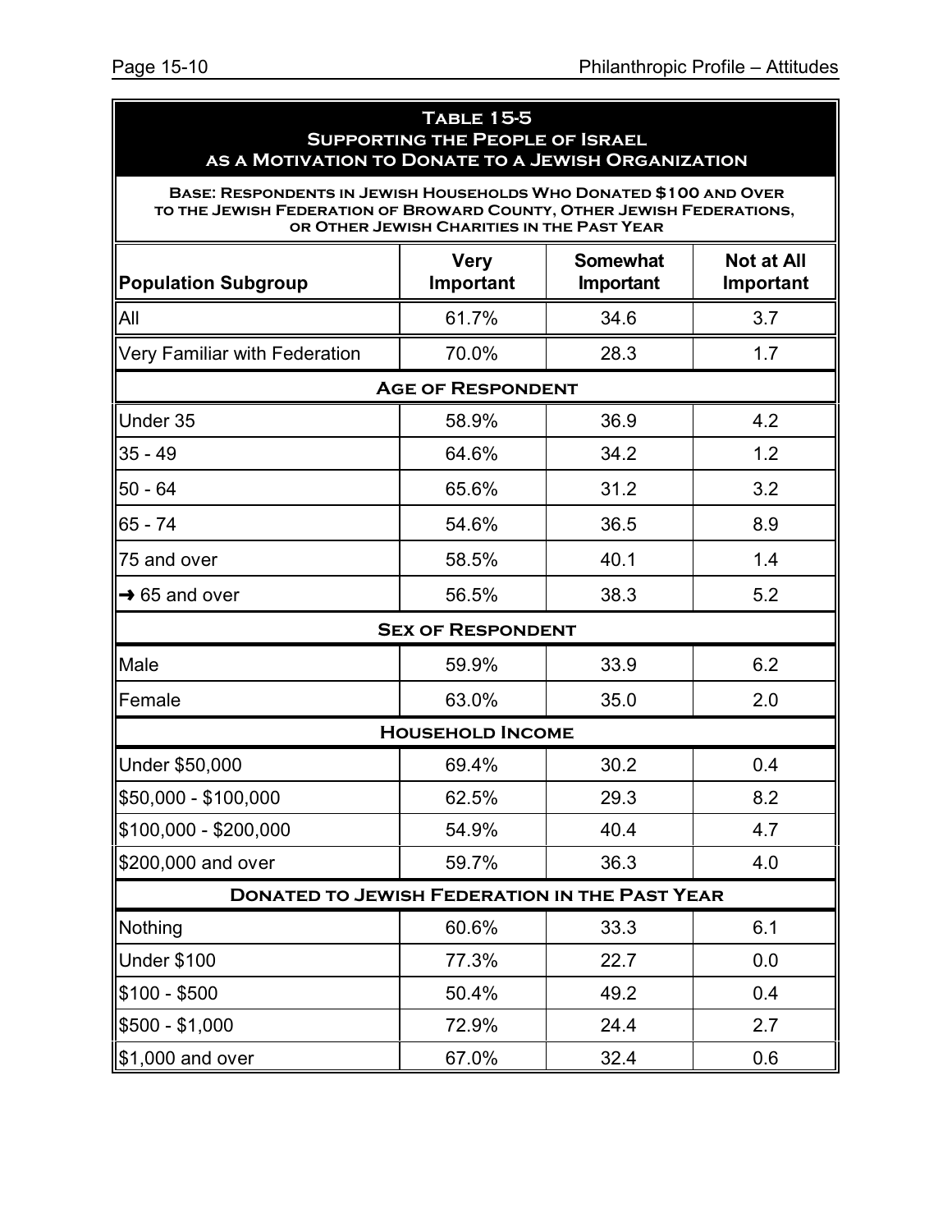## Table 15-5
## Supporting the People of Israel as a Motivation to Donate to a Jewish Organization

**Base: Respondents in Jewish Households Who Donated $100 and Over to the Jewish Federation of Broward County, Other Jewish Federations, or Other Jewish Charities in the Past Year**

| Population Subgroup | Very Important | Somewhat Important | Not at All Important |
|---|---|---|---|
| All | 61.7% | 34.6 | 3.7 |
| Very Familiar with Federation | 70.0% | 28.3 | 1.7 |
| **Age of Respondent** | | | |
| Under 35 | 58.9% | 36.9 | 4.2 |
| 35 - 49 | 64.6% | 34.2 | 1.2 |
| 50 - 64 | 65.6% | 31.2 | 3.2 |
| 65 - 74 | 54.6% | 36.5 | 8.9 |
| 75 and over | 58.5% | 40.1 | 1.4 |
| → 65 and over | 56.5% | 38.3 | 5.2 |
| **Sex of Respondent** | | | |
| Male | 59.9% | 33.9 | 6.2 |
| Female | 63.0% | 35.0 | 2.0 |
| **Household Income** | | | |
| Under $50,000 | 69.4% | 30.2 | 0.4 |
| $50,000 - $100,000 | 62.5% | 29.3 | 8.2 |
| $100,000 - $200,000 | 54.9% | 40.4 | 4.7 |
| $200,000 and over | 59.7% | 36.3 | 4.0 |
| **Donated to Jewish Federation in the Past Year** | | | |
| Nothing | 60.6% | 33.3 | 6.1 |
| Under $100 | 77.3% | 22.7 | 0.0 |
| $100 - $500 | 50.4% | 49.2 | 0.4 |
| $500 - $1,000 | 72.9% | 24.4 | 2.7 |
| $1,000 and over | 67.0% | 32.4 | 0.6 |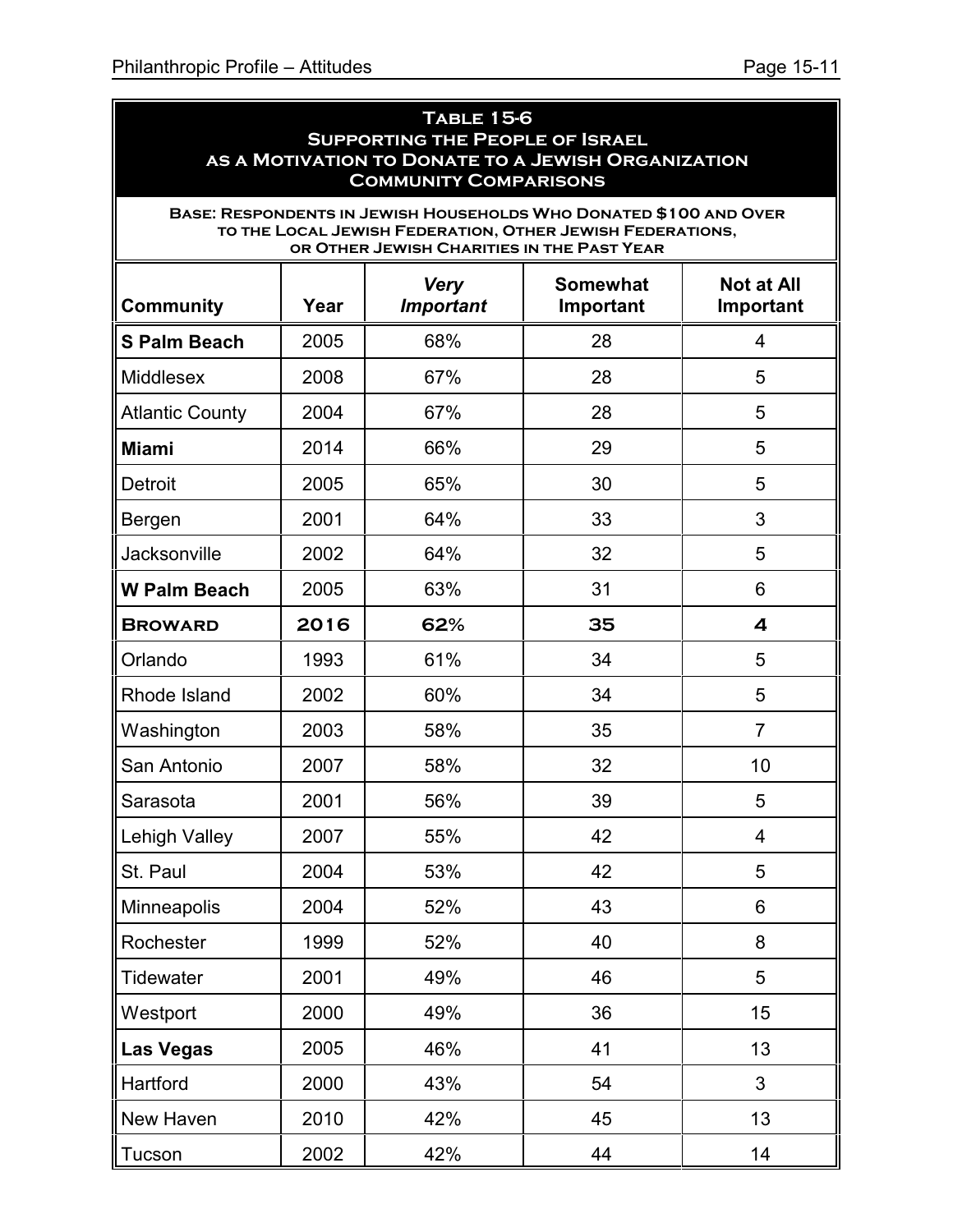**Table 15-6**
**Supporting the People of Israel as a Motivation to Donate to a Jewish Organization**
**Community Comparisons**

**Base: Respondents in Jewish Households Who Donated $100 and Over to the Local Jewish Federation, Other Jewish Federations, or Other Jewish Charities in the Past Year**

| Community | Year | *Very Important* | Somewhat Important | Not at All Important |
|---|---|---|---|---|
| **S Palm Beach** | 2005 | 68% | 28 | 4 |
| Middlesex | 2008 | 67% | 28 | 5 |
| Atlantic County | 2004 | 67% | 28 | 5 |
| **Miami** | 2014 | 66% | 29 | 5 |
| Detroit | 2005 | 65% | 30 | 5 |
| Bergen | 2001 | 64% | 33 | 3 |
| Jacksonville | 2002 | 64% | 32 | 5 |
| **W Palm Beach** | 2005 | 63% | 31 | 6 |
| **Broward** | **2016** | **62%** | **35** | **4** |
| Orlando | 1993 | 61% | 34 | 5 |
| Rhode Island | 2002 | 60% | 34 | 5 |
| Washington | 2003 | 58% | 35 | 7 |
| San Antonio | 2007 | 58% | 32 | 10 |
| Sarasota | 2001 | 56% | 39 | 5 |
| Lehigh Valley | 2007 | 55% | 42 | 4 |
| St. Paul | 2004 | 53% | 42 | 5 |
| Minneapolis | 2004 | 52% | 43 | 6 |
| Rochester | 1999 | 52% | 40 | 8 |
| Tidewater | 2001 | 49% | 46 | 5 |
| Westport | 2000 | 49% | 36 | 15 |
| **Las Vegas** | 2005 | 46% | 41 | 13 |
| Hartford | 2000 | 43% | 54 | 3 |
| New Haven | 2010 | 42% | 45 | 13 |
| Tucson | 2002 | 42% | 44 | 14 |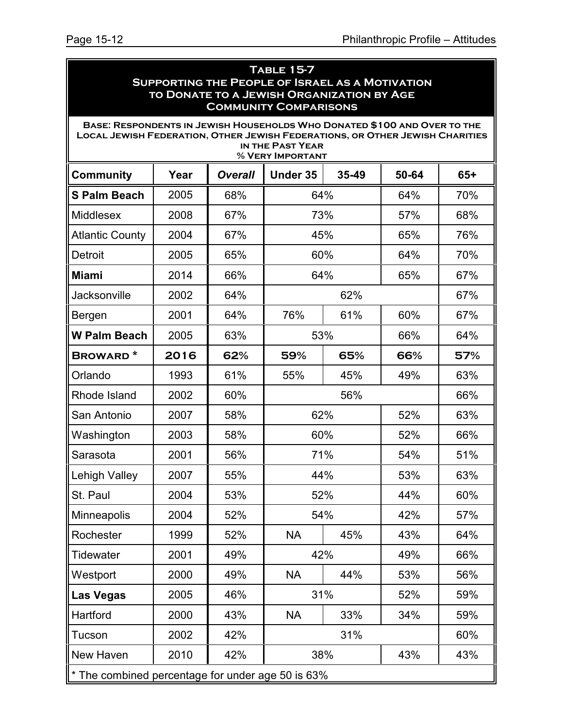## Table 15-7
## Supporting the People of Israel as a Motivation to Donate to a Jewish Organization by Age
## Community Comparisons

**Base: Respondents in Jewish Households Who Donated $100 and Over to the Local Jewish Federation, Other Jewish Federations, or Other Jewish Charities in the Past Year**
**% Very Important**

| Community | Year | *Overall* | Under 35 | 35-49 | 50-64 | 65+ |
|---|---|---|---|---|---|---|
| **S Palm Beach** | 2005 | 68% | 64% | | 64% | 70% |
| Middlesex | 2008 | 67% | 73% | | 57% | 68% |
| Atlantic County | 2004 | 67% | 45% | | 65% | 76% |
| Detroit | 2005 | 65% | 60% | | 64% | 70% |
| **Miami** | 2014 | 66% | 64% | | 65% | 67% |
| Jacksonville | 2002 | 64% | 62% | | | 67% |
| Bergen | 2001 | 64% | 76% | 61% | 60% | 67% |
| **W Palm Beach** | 2005 | 63% | 53% | | 66% | 64% |
| **BROWARD \*** | **2016** | **62%** | **59%** | **65%** | **66%** | **57%** |
| Orlando | 1993 | 61% | 55% | 45% | 49% | 63% |
| Rhode Island | 2002 | 60% | 56% | | | 66% |
| San Antonio | 2007 | 58% | 62% | | 52% | 63% |
| Washington | 2003 | 58% | 60% | | 52% | 66% |
| Sarasota | 2001 | 56% | 71% | | 54% | 51% |
| Lehigh Valley | 2007 | 55% | 44% | | 53% | 63% |
| St. Paul | 2004 | 53% | 52% | | 44% | 60% |
| Minneapolis | 2004 | 52% | 54% | | 42% | 57% |
| Rochester | 1999 | 52% | NA | 45% | 43% | 64% |
| Tidewater | 2001 | 49% | 42% | | 49% | 66% |
| Westport | 2000 | 49% | NA | 44% | 53% | 56% |
| **Las Vegas** | 2005 | 46% | 31% | | 52% | 59% |
| Hartford | 2000 | 43% | NA | 33% | 34% | 59% |
| Tucson | 2002 | 42% | 31% | | | 60% |
| New Haven | 2010 | 42% | 38% | | 43% | 43% |

\* The combined percentage for under age 50 is 63%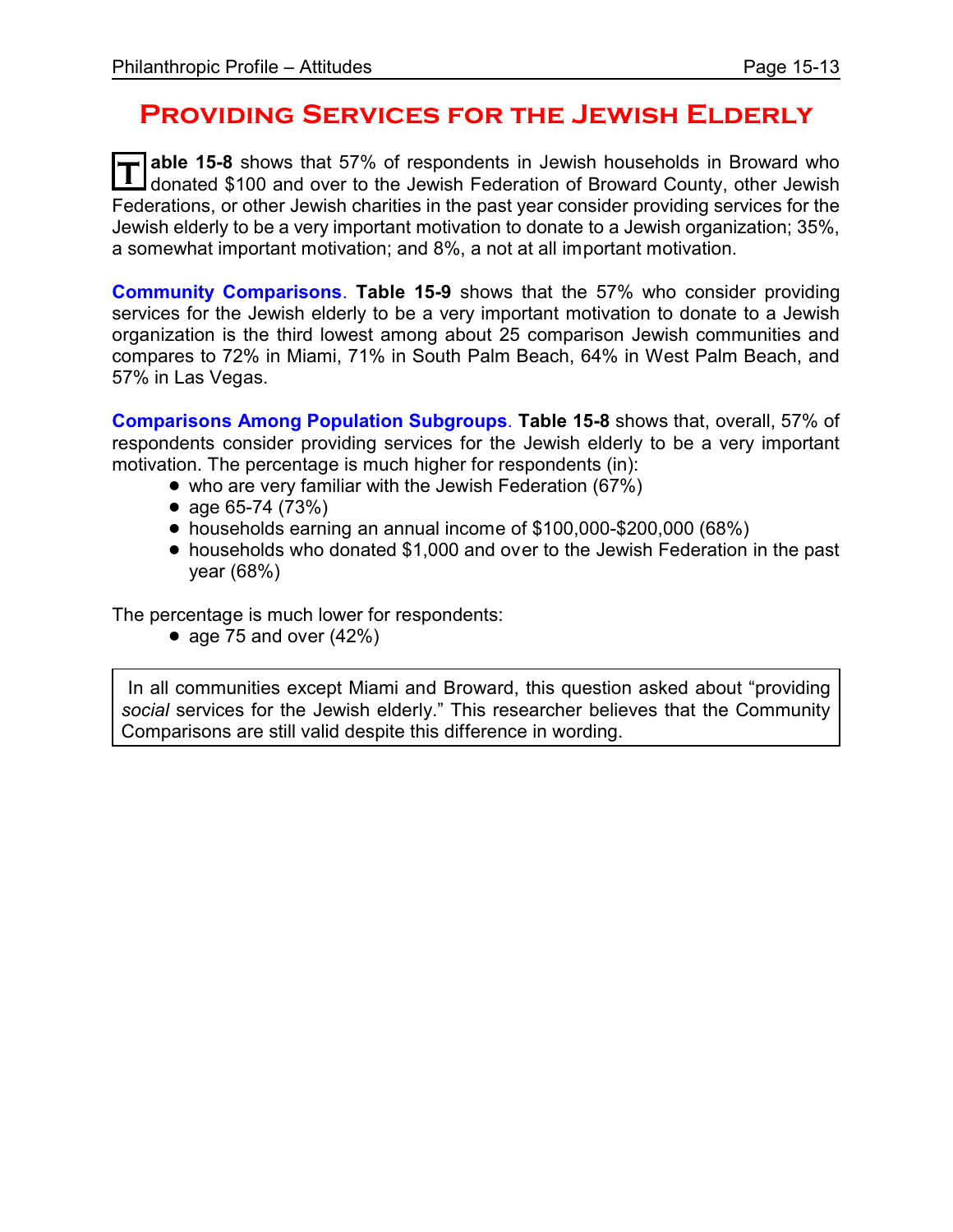# Providing Services for the Jewish Elderly

**Table 15-8** shows that 57% of respondents in Jewish households in Broward who donated $100 and over to the Jewish Federation of Broward County, other Jewish Federations, or other Jewish charities in the past year consider providing services for the Jewish elderly to be a very important motivation to donate to a Jewish organization; 35%, a somewhat important motivation; and 8%, a not at all important motivation.

**Community Comparisons**. **Table 15-9** shows that the 57% who consider providing services for the Jewish elderly to be a very important motivation to donate to a Jewish organization is the third lowest among about 25 comparison Jewish communities and compares to 72% in Miami, 71% in South Palm Beach, 64% in West Palm Beach, and 57% in Las Vegas.

**Comparisons Among Population Subgroups**. **Table 15-8** shows that, overall, 57% of respondents consider providing services for the Jewish elderly to be a very important motivation. The percentage is much higher for respondents (in):

- who are very familiar with the Jewish Federation (67%)
- age 65-74 (73%)
- households earning an annual income of $100,000-$200,000 (68%)
- households who donated $1,000 and over to the Jewish Federation in the past year (68%)

The percentage is much lower for respondents:

- age 75 and over (42%)

In all communities except Miami and Broward, this question asked about "providing *social* services for the Jewish elderly." This researcher believes that the Community Comparisons are still valid despite this difference in wording.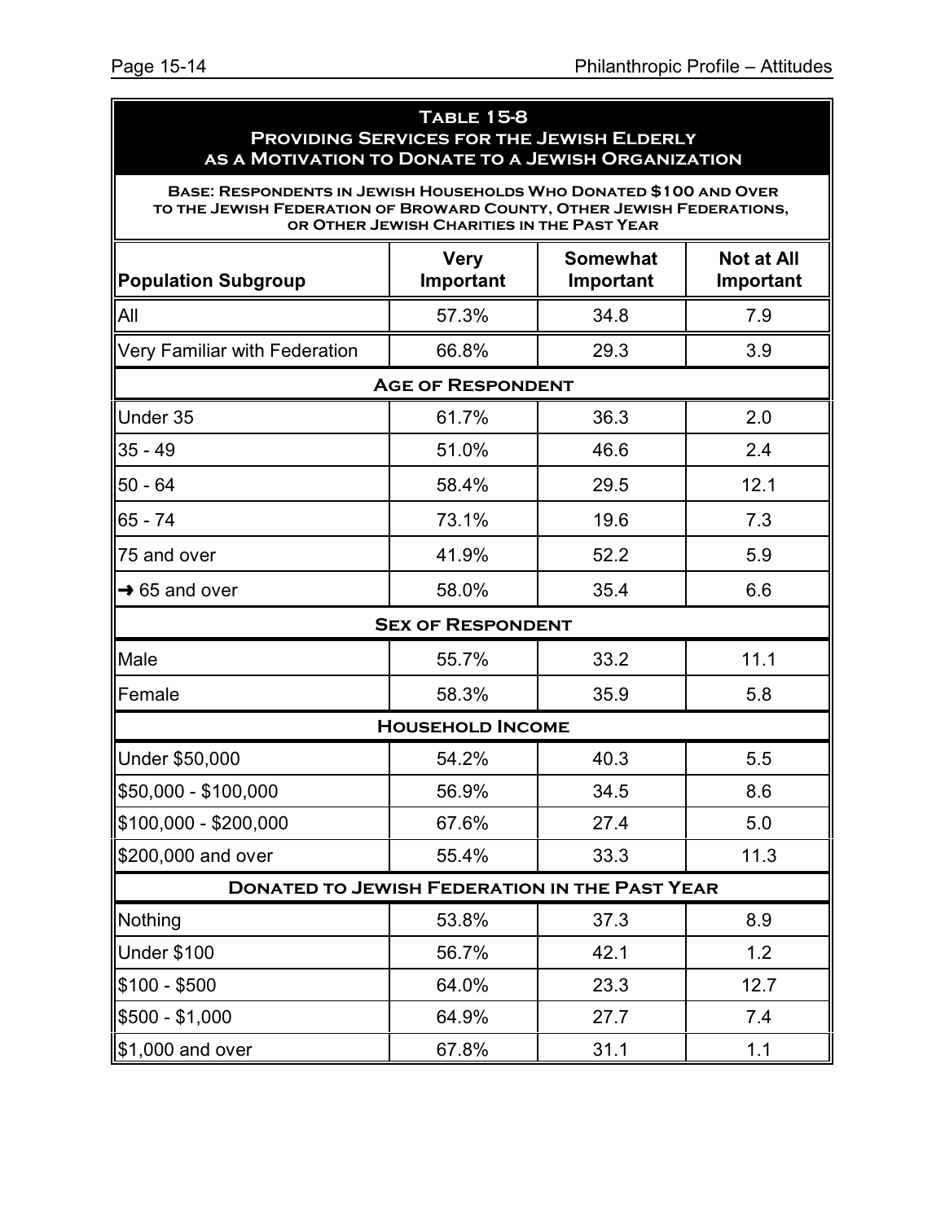## Table 15-8
## Providing Services for the Jewish Elderly as a Motivation to Donate to a Jewish Organization

**Base: Respondents in Jewish Households Who Donated $100 and Over to the Jewish Federation of Broward County, Other Jewish Federations, or Other Jewish Charities in the Past Year**

| Population Subgroup | Very Important | Somewhat Important | Not at All Important |
|---|---|---|---|
| All | 57.3% | 34.8 | 7.9 |
| Very Familiar with Federation | 66.8% | 29.3 | 3.9 |
| **Age of Respondent** | | | |
| Under 35 | 61.7% | 36.3 | 2.0 |
| 35 - 49 | 51.0% | 46.6 | 2.4 |
| 50 - 64 | 58.4% | 29.5 | 12.1 |
| 65 - 74 | 73.1% | 19.6 | 7.3 |
| 75 and over | 41.9% | 52.2 | 5.9 |
| → 65 and over | 58.0% | 35.4 | 6.6 |
| **Sex of Respondent** | | | |
| Male | 55.7% | 33.2 | 11.1 |
| Female | 58.3% | 35.9 | 5.8 |
| **Household Income** | | | |
| Under $50,000 | 54.2% | 40.3 | 5.5 |
| $50,000 - $100,000 | 56.9% | 34.5 | 8.6 |
| $100,000 - $200,000 | 67.6% | 27.4 | 5.0 |
| $200,000 and over | 55.4% | 33.3 | 11.3 |
| **Donated to Jewish Federation in the Past Year** | | | |
| Nothing | 53.8% | 37.3 | 8.9 |
| Under $100 | 56.7% | 42.1 | 1.2 |
| $100 - $500 | 64.0% | 23.3 | 12.7 |
| $500 - $1,000 | 64.9% | 27.7 | 7.4 |
| $1,000 and over | 67.8% | 31.1 | 1.1 |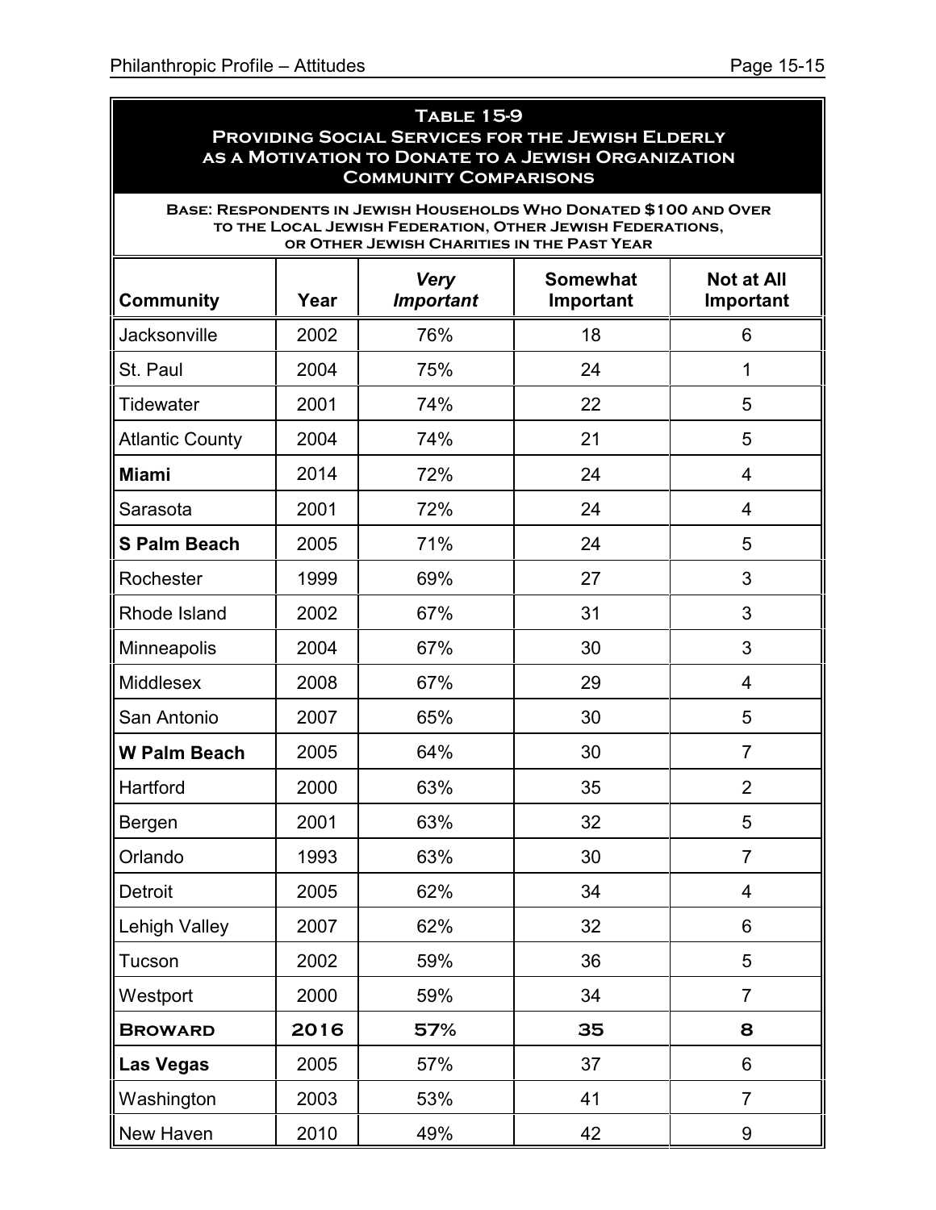**Table 15-9**
**Providing Social Services for the Jewish Elderly as a Motivation to Donate to a Jewish Organization**
**Community Comparisons**

**Base: Respondents in Jewish Households Who Donated $100 and Over to the Local Jewish Federation, Other Jewish Federations, or Other Jewish Charities in the Past Year**

| Community | Year | *Very Important* | Somewhat Important | Not at All Important |
|---|---|---|---|---|
| Jacksonville | 2002 | 76% | 18 | 6 |
| St. Paul | 2004 | 75% | 24 | 1 |
| Tidewater | 2001 | 74% | 22 | 5 |
| Atlantic County | 2004 | 74% | 21 | 5 |
| **Miami** | 2014 | 72% | 24 | 4 |
| Sarasota | 2001 | 72% | 24 | 4 |
| **S Palm Beach** | 2005 | 71% | 24 | 5 |
| Rochester | 1999 | 69% | 27 | 3 |
| Rhode Island | 2002 | 67% | 31 | 3 |
| Minneapolis | 2004 | 67% | 30 | 3 |
| Middlesex | 2008 | 67% | 29 | 4 |
| San Antonio | 2007 | 65% | 30 | 5 |
| **W Palm Beach** | 2005 | 64% | 30 | 7 |
| Hartford | 2000 | 63% | 35 | 2 |
| Bergen | 2001 | 63% | 32 | 5 |
| Orlando | 1993 | 63% | 30 | 7 |
| Detroit | 2005 | 62% | 34 | 4 |
| Lehigh Valley | 2007 | 62% | 32 | 6 |
| Tucson | 2002 | 59% | 36 | 5 |
| Westport | 2000 | 59% | 34 | 7 |
| **Broward** | **2016** | **57%** | **35** | **8** |
| **Las Vegas** | 2005 | 57% | 37 | 6 |
| Washington | 2003 | 53% | 41 | 7 |
| New Haven | 2010 | 49% | 42 | 9 |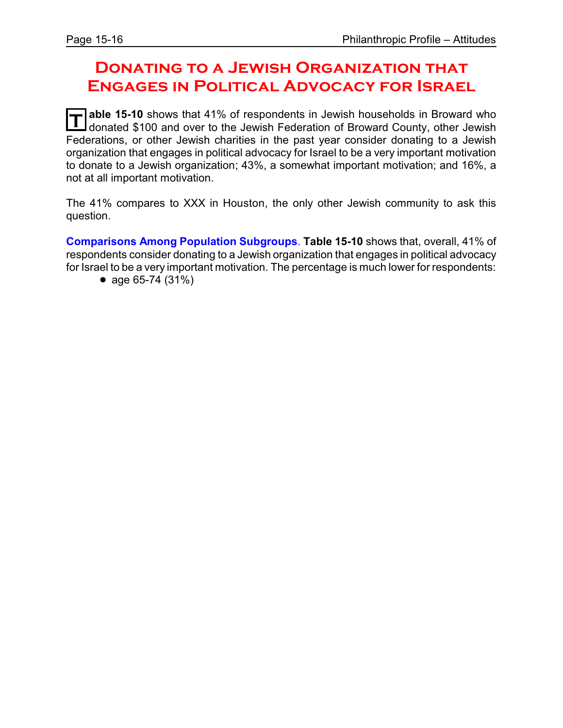# Donating to a Jewish Organization that Engages in Political Advocacy for Israel

**Table 15-10** shows that 41% of respondents in Jewish households in Broward who donated $100 and over to the Jewish Federation of Broward County, other Jewish Federations, or other Jewish charities in the past year consider donating to a Jewish organization that engages in political advocacy for Israel to be a very important motivation to donate to a Jewish organization; 43%, a somewhat important motivation; and 16%, a not at all important motivation.

The 41% compares to XXX in Houston, the only other Jewish community to ask this question.

**Comparisons Among Population Subgroups**. **Table 15-10** shows that, overall, 41% of respondents consider donating to a Jewish organization that engages in political advocacy for Israel to be a very important motivation. The percentage is much lower for respondents:

- age 65-74 (31%)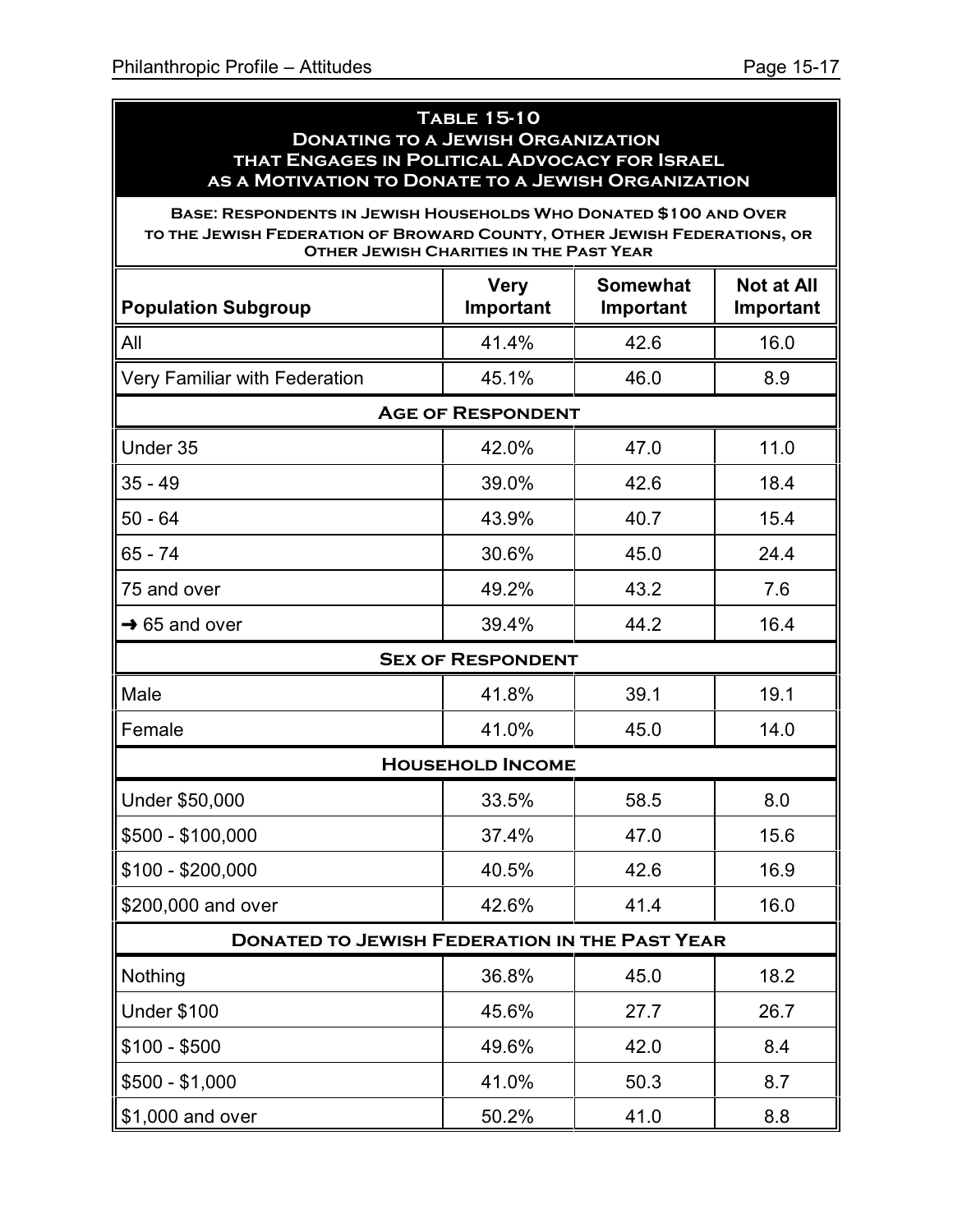**Table 15-10**
**Donating to a Jewish Organization that Engages in Political Advocacy for Israel as a Motivation to Donate to a Jewish Organization**

**Base: Respondents in Jewish Households Who Donated $100 and Over to the Jewish Federation of Broward County, Other Jewish Federations, or Other Jewish Charities in the Past Year**

| Population Subgroup | Very Important | Somewhat Important | Not at All Important |
|---|---|---|---|
| All | 41.4% | 42.6 | 16.0 |
| Very Familiar with Federation | 45.1% | 46.0 | 8.9 |
| **Age of Respondent** | | | |
| Under 35 | 42.0% | 47.0 | 11.0 |
| 35 - 49 | 39.0% | 42.6 | 18.4 |
| 50 - 64 | 43.9% | 40.7 | 15.4 |
| 65 - 74 | 30.6% | 45.0 | 24.4 |
| 75 and over | 49.2% | 43.2 | 7.6 |
| ➜ 65 and over | 39.4% | 44.2 | 16.4 |
| **Sex of Respondent** | | | |
| Male | 41.8% | 39.1 | 19.1 |
| Female | 41.0% | 45.0 | 14.0 |
| **Household Income** | | | |
| Under $50,000 | 33.5% | 58.5 | 8.0 |
| $500 - $100,000 | 37.4% | 47.0 | 15.6 |
| $100 - $200,000 | 40.5% | 42.6 | 16.9 |
| $200,000 and over | 42.6% | 41.4 | 16.0 |
| **Donated to Jewish Federation in the Past Year** | | | |
| Nothing | 36.8% | 45.0 | 18.2 |
| Under $100 | 45.6% | 27.7 | 26.7 |
| $100 - $500 | 49.6% | 42.0 | 8.4 |
| $500 - $1,000 | 41.0% | 50.3 | 8.7 |
| $1,000 and over | 50.2% | 41.0 | 8.8 |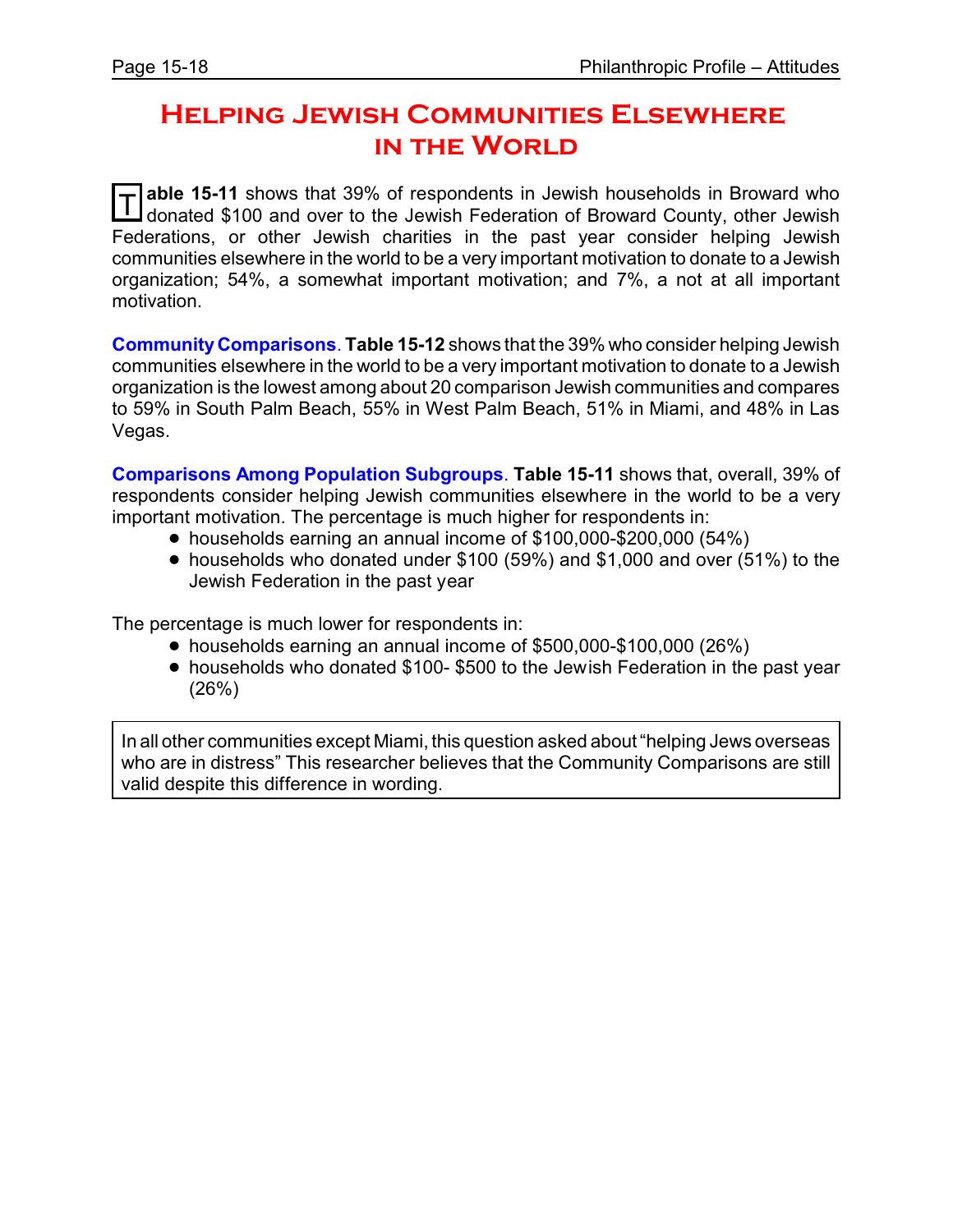# Helping Jewish Communities Elsewhere in the World

**Table 15-11** shows that 39% of respondents in Jewish households in Broward who donated $100 and over to the Jewish Federation of Broward County, other Jewish Federations, or other Jewish charities in the past year consider helping Jewish communities elsewhere in the world to be a very important motivation to donate to a Jewish organization; 54%, a somewhat important motivation; and 7%, a not at all important motivation.

**Community Comparisons**. **Table 15-12** shows that the 39% who consider helping Jewish communities elsewhere in the world to be a very important motivation to donate to a Jewish organization is the lowest among about 20 comparison Jewish communities and compares to 59% in South Palm Beach, 55% in West Palm Beach, 51% in Miami, and 48% in Las Vegas.

**Comparisons Among Population Subgroups**. **Table 15-11** shows that, overall, 39% of respondents consider helping Jewish communities elsewhere in the world to be a very important motivation. The percentage is much higher for respondents in:

- households earning an annual income of $100,000-$200,000 (54%)
- households who donated under $100 (59%) and $1,000 and over (51%) to the Jewish Federation in the past year

The percentage is much lower for respondents in:

- households earning an annual income of $500,000-$100,000 (26%)
- households who donated $100- $500 to the Jewish Federation in the past year (26%)

In all other communities except Miami, this question asked about "helping Jews overseas who are in distress" This researcher believes that the Community Comparisons are still valid despite this difference in wording.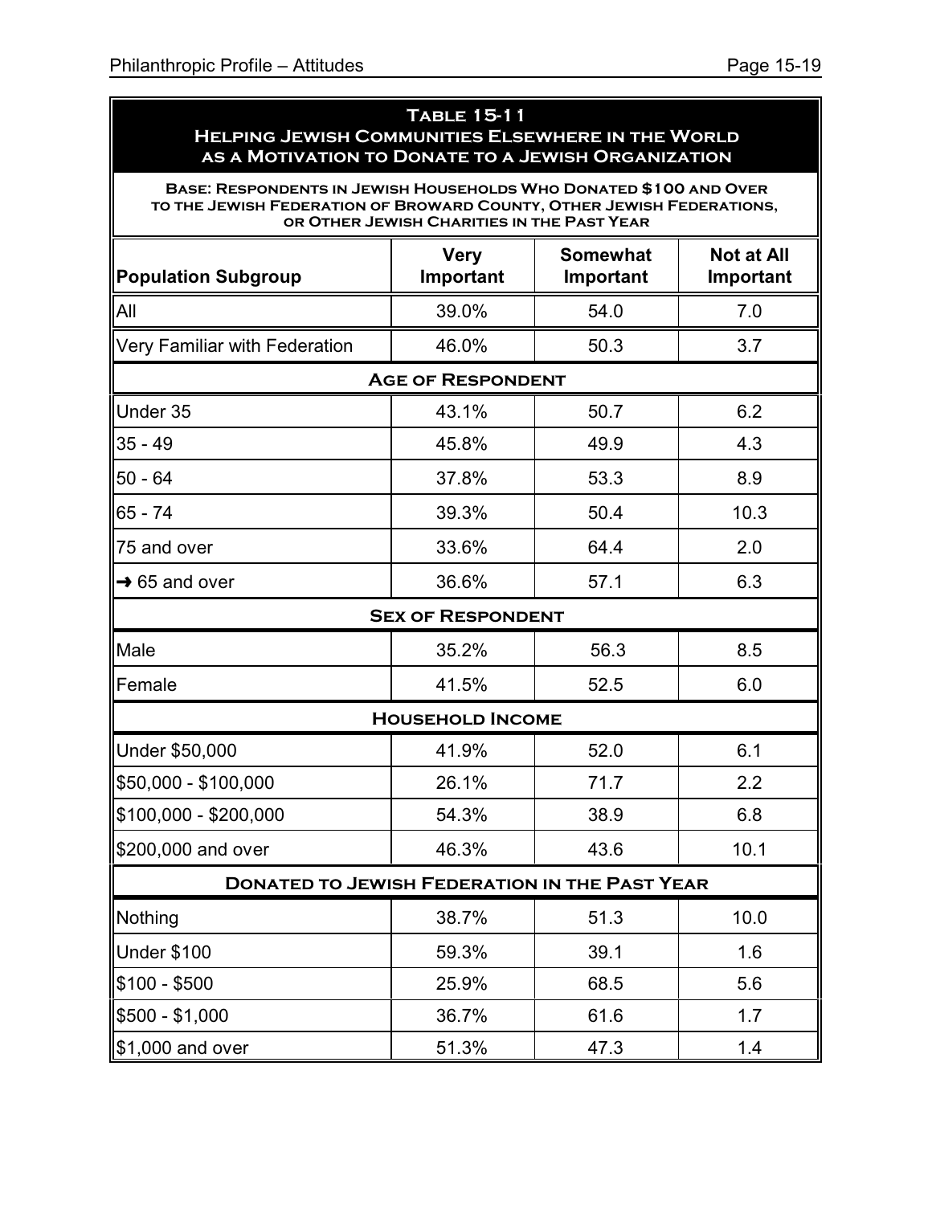## Table 15-11
## Helping Jewish Communities Elsewhere in the World as a Motivation to Donate to a Jewish Organization

**Base: Respondents in Jewish Households Who Donated $100 and Over to the Jewish Federation of Broward County, Other Jewish Federations, or Other Jewish Charities in the Past Year**

| Population Subgroup | Very Important | Somewhat Important | Not at All Important |
|---|---|---|---|
| All | 39.0% | 54.0 | 7.0 |
| Very Familiar with Federation | 46.0% | 50.3 | 3.7 |
| **Age of Respondent** | | | |
| Under 35 | 43.1% | 50.7 | 6.2 |
| 35 - 49 | 45.8% | 49.9 | 4.3 |
| 50 - 64 | 37.8% | 53.3 | 8.9 |
| 65 - 74 | 39.3% | 50.4 | 10.3 |
| 75 and over | 33.6% | 64.4 | 2.0 |
| → 65 and over | 36.6% | 57.1 | 6.3 |
| **Sex of Respondent** | | | |
| Male | 35.2% | 56.3 | 8.5 |
| Female | 41.5% | 52.5 | 6.0 |
| **Household Income** | | | |
| Under $50,000 | 41.9% | 52.0 | 6.1 |
| $50,000 - $100,000 | 26.1% | 71.7 | 2.2 |
| $100,000 - $200,000 | 54.3% | 38.9 | 6.8 |
| $200,000 and over | 46.3% | 43.6 | 10.1 |
| **Donated to Jewish Federation in the Past Year** | | | |
| Nothing | 38.7% | 51.3 | 10.0 |
| Under $100 | 59.3% | 39.1 | 1.6 |
| $100 - $500 | 25.9% | 68.5 | 5.6 |
| $500 - $1,000 | 36.7% | 61.6 | 1.7 |
| $1,000 and over | 51.3% | 47.3 | 1.4 |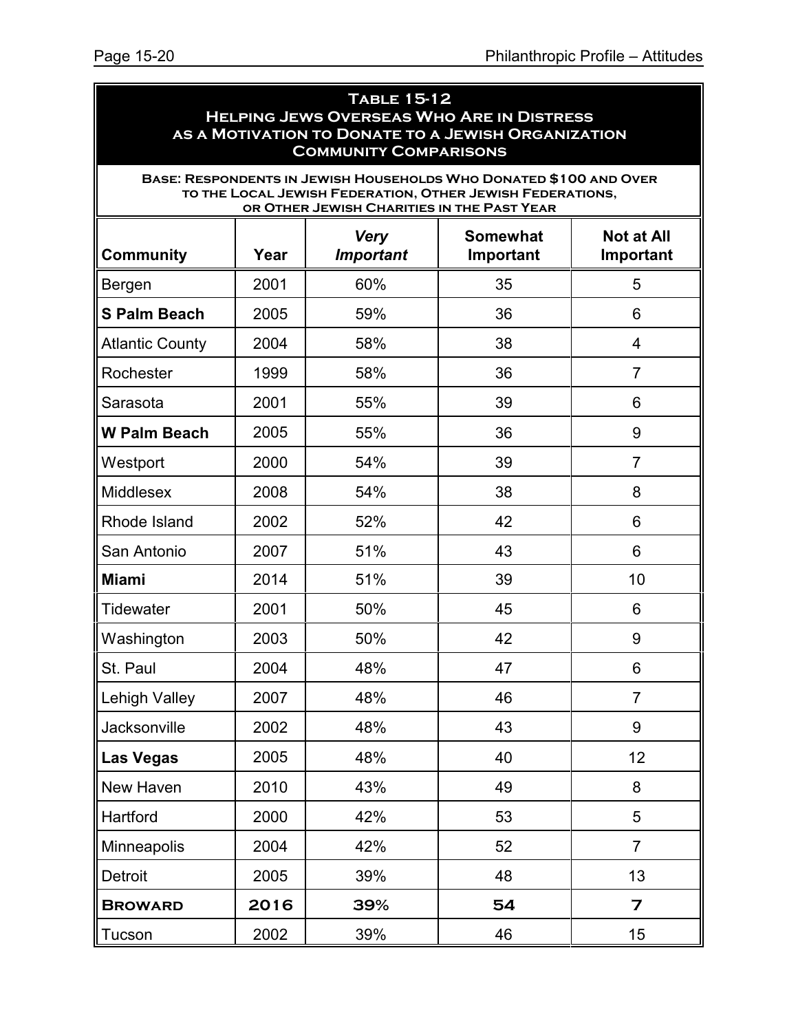**Table 15-12**
**Helping Jews Overseas Who Are in Distress as a Motivation to Donate to a Jewish Organization**
**Community Comparisons**

**Base: Respondents in Jewish Households Who Donated $100 and Over to the Local Jewish Federation, Other Jewish Federations, or Other Jewish Charities in the Past Year**

| Community | Year | *Very Important* | Somewhat Important | Not at All Important |
|---|---|---|---|---|
| Bergen | 2001 | 60% | 35 | 5 |
| **S Palm Beach** | 2005 | 59% | 36 | 6 |
| Atlantic County | 2004 | 58% | 38 | 4 |
| Rochester | 1999 | 58% | 36 | 7 |
| Sarasota | 2001 | 55% | 39 | 6 |
| **W Palm Beach** | 2005 | 55% | 36 | 9 |
| Westport | 2000 | 54% | 39 | 7 |
| Middlesex | 2008 | 54% | 38 | 8 |
| Rhode Island | 2002 | 52% | 42 | 6 |
| San Antonio | 2007 | 51% | 43 | 6 |
| **Miami** | 2014 | 51% | 39 | 10 |
| Tidewater | 2001 | 50% | 45 | 6 |
| Washington | 2003 | 50% | 42 | 9 |
| St. Paul | 2004 | 48% | 47 | 6 |
| Lehigh Valley | 2007 | 48% | 46 | 7 |
| Jacksonville | 2002 | 48% | 43 | 9 |
| **Las Vegas** | 2005 | 48% | 40 | 12 |
| New Haven | 2010 | 43% | 49 | 8 |
| Hartford | 2000 | 42% | 53 | 5 |
| Minneapolis | 2004 | 42% | 52 | 7 |
| Detroit | 2005 | 39% | 48 | 13 |
| **Broward** | **2016** | **39%** | **54** | **7** |
| Tucson | 2002 | 39% | 46 | 15 |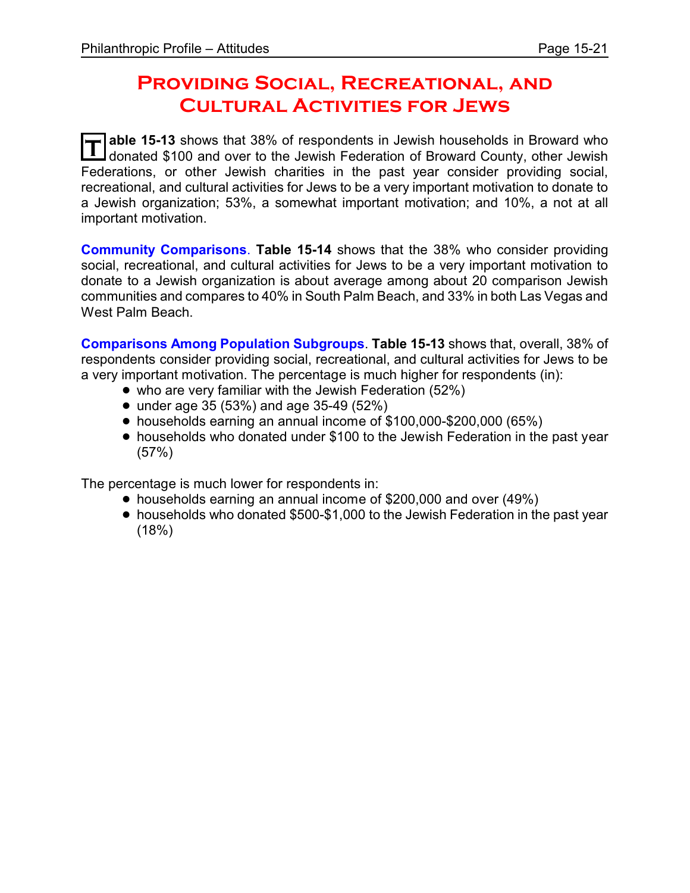# Providing Social, Recreational, and Cultural Activities for Jews

**Table 15-13** shows that 38% of respondents in Jewish households in Broward who donated $100 and over to the Jewish Federation of Broward County, other Jewish Federations, or other Jewish charities in the past year consider providing social, recreational, and cultural activities for Jews to be a very important motivation to donate to a Jewish organization; 53%, a somewhat important motivation; and 10%, a not at all important motivation.

**Community Comparisons**. **Table 15-14** shows that the 38% who consider providing social, recreational, and cultural activities for Jews to be a very important motivation to donate to a Jewish organization is about average among about 20 comparison Jewish communities and compares to 40% in South Palm Beach, and 33% in both Las Vegas and West Palm Beach.

**Comparisons Among Population Subgroups**. **Table 15-13** shows that, overall, 38% of respondents consider providing social, recreational, and cultural activities for Jews to be a very important motivation. The percentage is much higher for respondents (in):

- who are very familiar with the Jewish Federation (52%)
- under age 35 (53%) and age 35-49 (52%)
- households earning an annual income of $100,000-$200,000 (65%)
- households who donated under $100 to the Jewish Federation in the past year (57%)

The percentage is much lower for respondents in:

- households earning an annual income of $200,000 and over (49%)
- households who donated $500-$1,000 to the Jewish Federation in the past year (18%)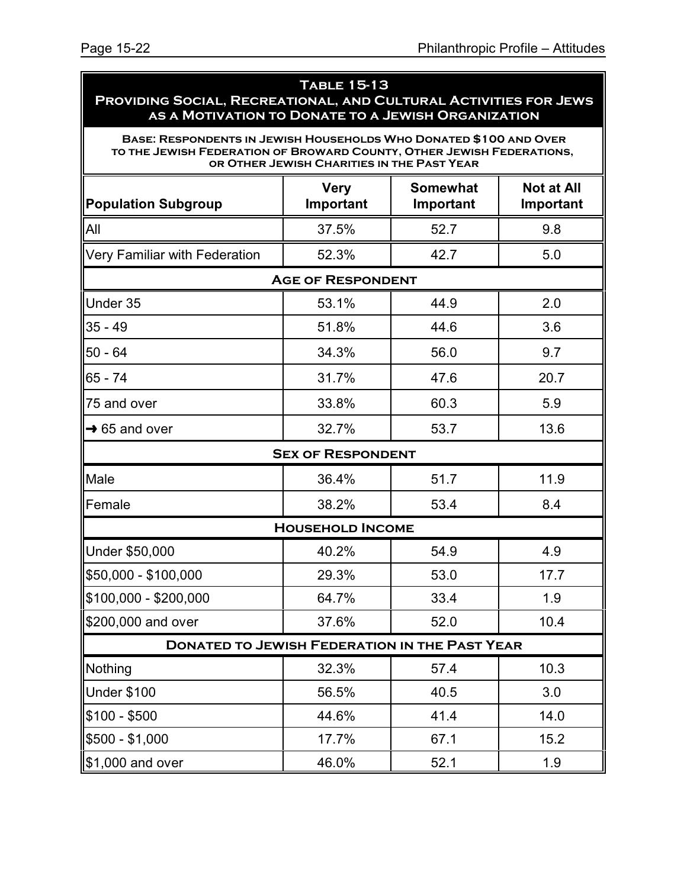## Table 15-13
## Providing Social, Recreational, and Cultural Activities for Jews as a Motivation to Donate to a Jewish Organization

**Base: Respondents in Jewish Households Who Donated $100 and Over to the Jewish Federation of Broward County, Other Jewish Federations, or Other Jewish Charities in the Past Year**

| Population Subgroup | Very Important | Somewhat Important | Not at All Important |
|---|---|---|---|
| All | 37.5% | 52.7 | 9.8 |
| Very Familiar with Federation | 52.3% | 42.7 | 5.0 |
| **Age of Respondent** | | | |
| Under 35 | 53.1% | 44.9 | 2.0 |
| 35 - 49 | 51.8% | 44.6 | 3.6 |
| 50 - 64 | 34.3% | 56.0 | 9.7 |
| 65 - 74 | 31.7% | 47.6 | 20.7 |
| 75 and over | 33.8% | 60.3 | 5.9 |
| → 65 and over | 32.7% | 53.7 | 13.6 |
| **Sex of Respondent** | | | |
| Male | 36.4% | 51.7 | 11.9 |
| Female | 38.2% | 53.4 | 8.4 |
| **Household Income** | | | |
| Under $50,000 | 40.2% | 54.9 | 4.9 |
| $50,000 - $100,000 | 29.3% | 53.0 | 17.7 |
| $100,000 - $200,000 | 64.7% | 33.4 | 1.9 |
| $200,000 and over | 37.6% | 52.0 | 10.4 |
| **Donated to Jewish Federation in the Past Year** | | | |
| Nothing | 32.3% | 57.4 | 10.3 |
| Under $100 | 56.5% | 40.5 | 3.0 |
| $100 - $500 | 44.6% | 41.4 | 14.0 |
| $500 - $1,000 | 17.7% | 67.1 | 15.2 |
| $1,000 and over | 46.0% | 52.1 | 1.9 |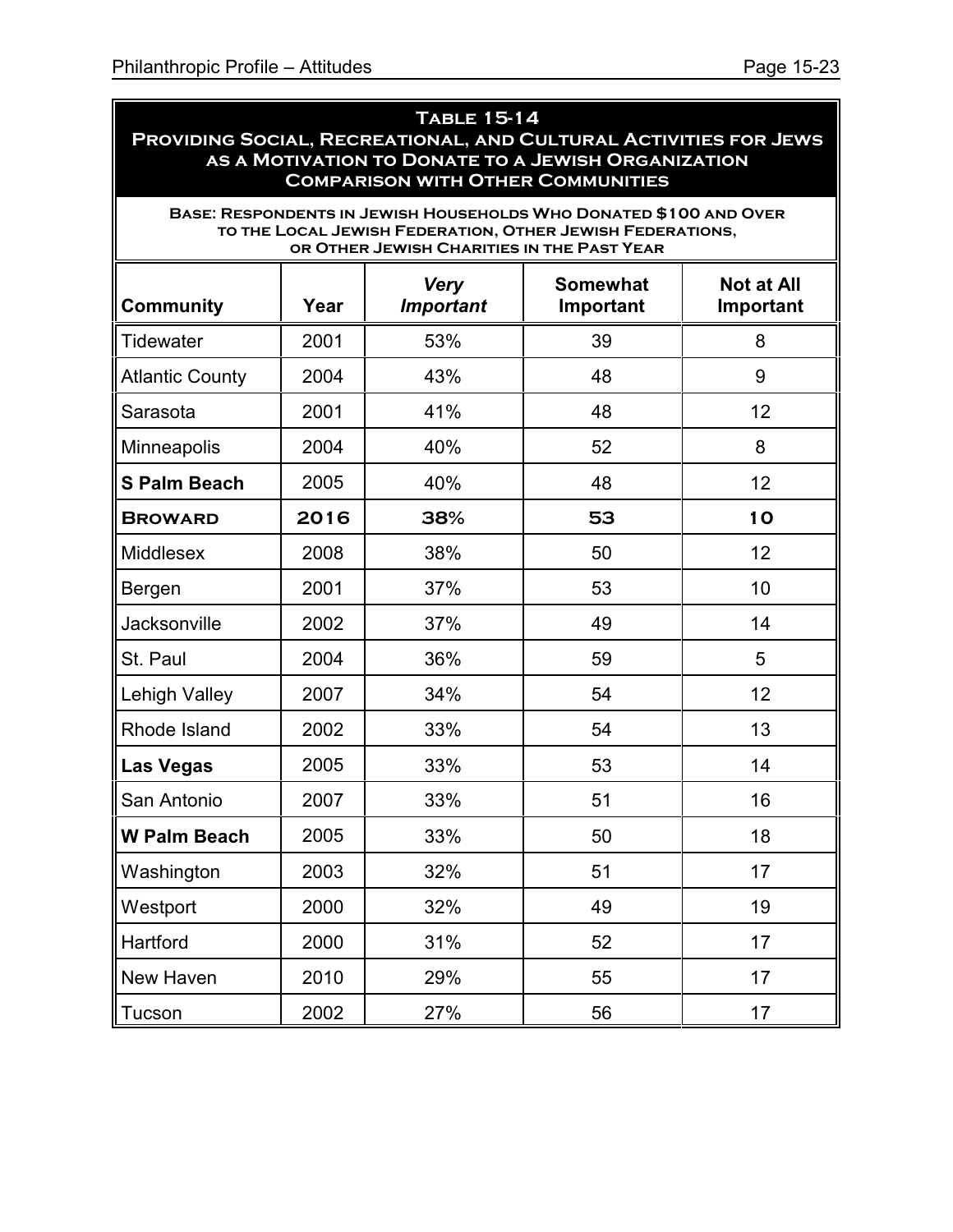**Table 15-14**
**Providing Social, Recreational, and Cultural Activities for Jews as a Motivation to Donate to a Jewish Organization**
**Comparison with Other Communities**

**Base: Respondents in Jewish Households Who Donated $100 and Over to the Local Jewish Federation, Other Jewish Federations, or Other Jewish Charities in the Past Year**

| Community | Year | *Very Important* | Somewhat Important | Not at All Important |
|---|---|---|---|---|
| Tidewater | 2001 | 53% | 39 | 8 |
| Atlantic County | 2004 | 43% | 48 | 9 |
| Sarasota | 2001 | 41% | 48 | 12 |
| Minneapolis | 2004 | 40% | 52 | 8 |
| **S Palm Beach** | 2005 | 40% | 48 | 12 |
| **Broward** | **2016** | **38%** | **53** | **10** |
| Middlesex | 2008 | 38% | 50 | 12 |
| Bergen | 2001 | 37% | 53 | 10 |
| Jacksonville | 2002 | 37% | 49 | 14 |
| St. Paul | 2004 | 36% | 59 | 5 |
| Lehigh Valley | 2007 | 34% | 54 | 12 |
| Rhode Island | 2002 | 33% | 54 | 13 |
| **Las Vegas** | 2005 | 33% | 53 | 14 |
| San Antonio | 2007 | 33% | 51 | 16 |
| **W Palm Beach** | 2005 | 33% | 50 | 18 |
| Washington | 2003 | 32% | 51 | 17 |
| Westport | 2000 | 32% | 49 | 19 |
| Hartford | 2000 | 31% | 52 | 17 |
| New Haven | 2010 | 29% | 55 | 17 |
| Tucson | 2002 | 27% | 56 | 17 |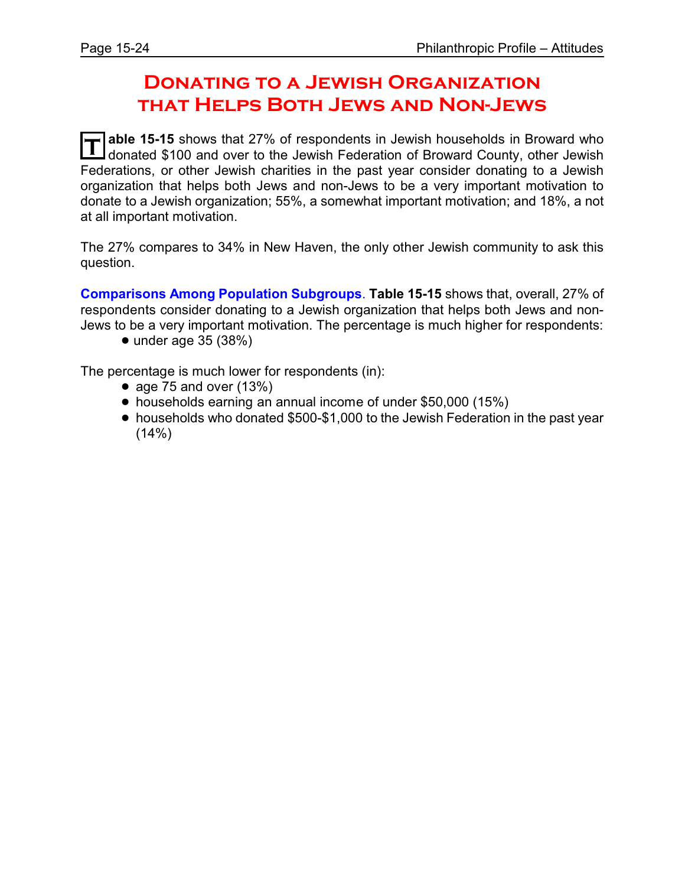# Donating to a Jewish Organization that Helps Both Jews and Non-Jews

**Table 15-15** shows that 27% of respondents in Jewish households in Broward who donated $100 and over to the Jewish Federation of Broward County, other Jewish Federations, or other Jewish charities in the past year consider donating to a Jewish organization that helps both Jews and non-Jews to be a very important motivation to donate to a Jewish organization; 55%, a somewhat important motivation; and 18%, a not at all important motivation.

The 27% compares to 34% in New Haven, the only other Jewish community to ask this question.

**Comparisons Among Population Subgroups**. **Table 15-15** shows that, overall, 27% of respondents consider donating to a Jewish organization that helps both Jews and non-Jews to be a very important motivation. The percentage is much higher for respondents:

- under age 35 (38%)

The percentage is much lower for respondents (in):

- age 75 and over (13%)
- households earning an annual income of under $50,000 (15%)
- households who donated $500-$1,000 to the Jewish Federation in the past year (14%)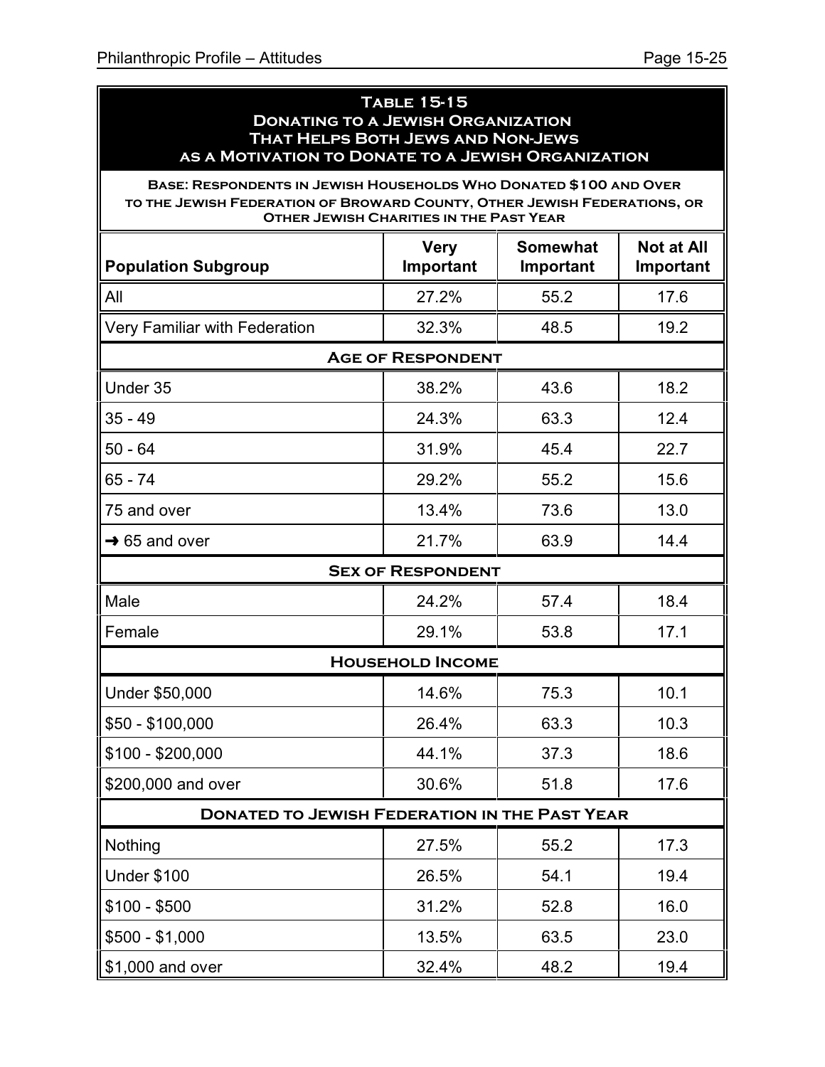## Table 15-15
## Donating to a Jewish Organization That Helps Both Jews and Non-Jews as a Motivation to Donate to a Jewish Organization

**Base: Respondents in Jewish Households Who Donated $100 and Over to the Jewish Federation of Broward County, Other Jewish Federations, or Other Jewish Charities in the Past Year**

| Population Subgroup | Very Important | Somewhat Important | Not at All Important |
|---|---|---|---|
| All | 27.2% | 55.2 | 17.6 |
| Very Familiar with Federation | 32.3% | 48.5 | 19.2 |
| **Age of Respondent** | | | |
| Under 35 | 38.2% | 43.6 | 18.2 |
| 35 - 49 | 24.3% | 63.3 | 12.4 |
| 50 - 64 | 31.9% | 45.4 | 22.7 |
| 65 - 74 | 29.2% | 55.2 | 15.6 |
| 75 and over | 13.4% | 73.6 | 13.0 |
| ➜ 65 and over | 21.7% | 63.9 | 14.4 |
| **Sex of Respondent** | | | |
| Male | 24.2% | 57.4 | 18.4 |
| Female | 29.1% | 53.8 | 17.1 |
| **Household Income** | | | |
| Under $50,000 | 14.6% | 75.3 | 10.1 |
| $50 - $100,000 | 26.4% | 63.3 | 10.3 |
| $100 - $200,000 | 44.1% | 37.3 | 18.6 |
| $200,000 and over | 30.6% | 51.8 | 17.6 |
| **Donated to Jewish Federation in the Past Year** | | | |
| Nothing | 27.5% | 55.2 | 17.3 |
| Under $100 | 26.5% | 54.1 | 19.4 |
| $100 - $500 | 31.2% | 52.8 | 16.0 |
| $500 - $1,000 | 13.5% | 63.5 | 23.0 |
| $1,000 and over | 32.4% | 48.2 | 19.4 |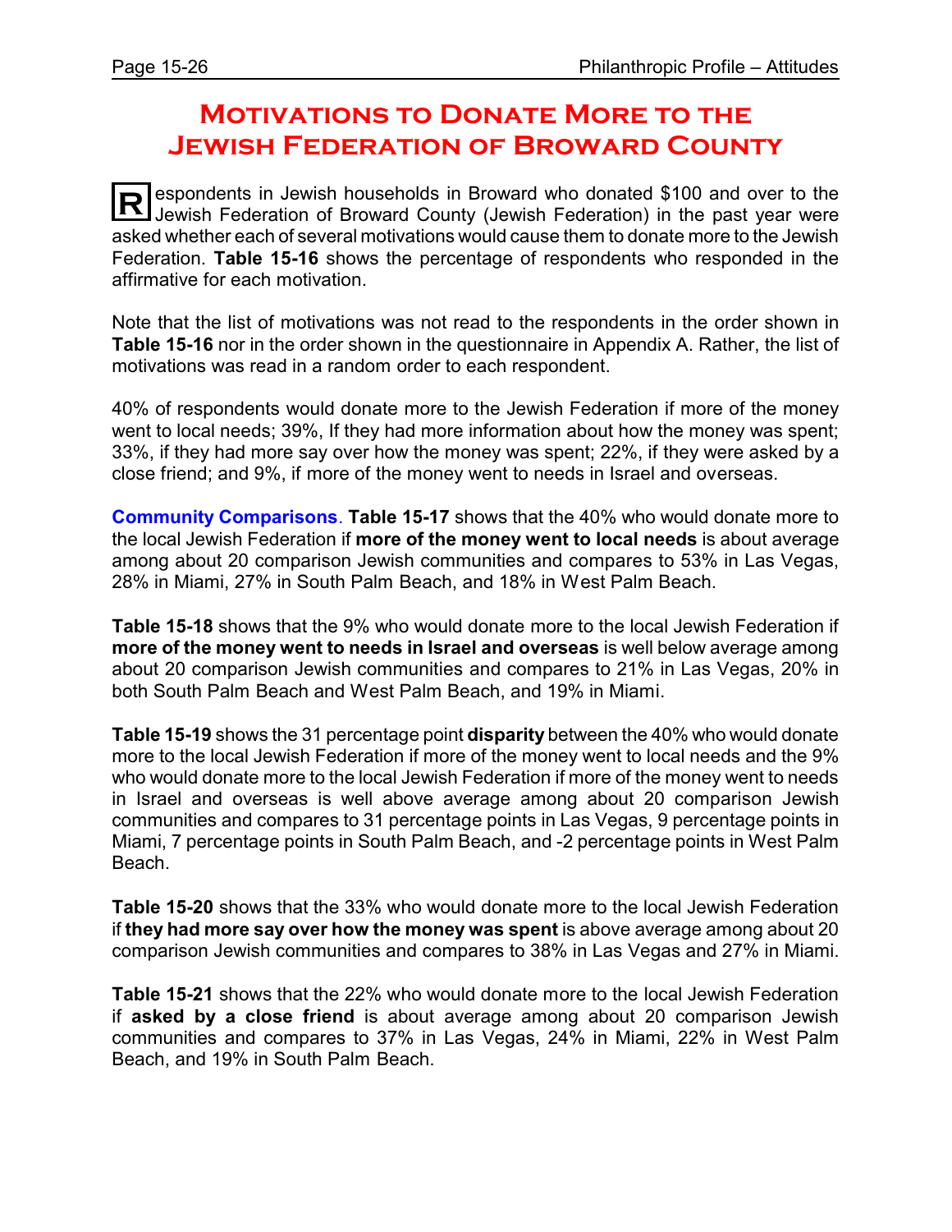# Motivations to Donate More to the Jewish Federation of Broward County

Respondents in Jewish households in Broward who donated $100 and over to the Jewish Federation of Broward County (Jewish Federation) in the past year were asked whether each of several motivations would cause them to donate more to the Jewish Federation. **Table 15-16** shows the percentage of respondents who responded in the affirmative for each motivation.

Note that the list of motivations was not read to the respondents in the order shown in **Table 15-16** nor in the order shown in the questionnaire in Appendix A. Rather, the list of motivations was read in a random order to each respondent.

40% of respondents would donate more to the Jewish Federation if more of the money went to local needs; 39%, If they had more information about how the money was spent; 33%, if they had more say over how the money was spent; 22%, if they were asked by a close friend; and 9%, if more of the money went to needs in Israel and overseas.

**Community Comparisons**. **Table 15-17** shows that the 40% who would donate more to the local Jewish Federation if **more of the money went to local needs** is about average among about 20 comparison Jewish communities and compares to 53% in Las Vegas, 28% in Miami, 27% in South Palm Beach, and 18% in West Palm Beach.

**Table 15-18** shows that the 9% who would donate more to the local Jewish Federation if **more of the money went to needs in Israel and overseas** is well below average among about 20 comparison Jewish communities and compares to 21% in Las Vegas, 20% in both South Palm Beach and West Palm Beach, and 19% in Miami.

**Table 15-19** shows the 31 percentage point **disparity** between the 40% who would donate more to the local Jewish Federation if more of the money went to local needs and the 9% who would donate more to the local Jewish Federation if more of the money went to needs in Israel and overseas is well above average among about 20 comparison Jewish communities and compares to 31 percentage points in Las Vegas, 9 percentage points in Miami, 7 percentage points in South Palm Beach, and -2 percentage points in West Palm Beach.

**Table 15-20** shows that the 33% who would donate more to the local Jewish Federation if **they had more say over how the money was spent** is above average among about 20 comparison Jewish communities and compares to 38% in Las Vegas and 27% in Miami.

**Table 15-21** shows that the 22% who would donate more to the local Jewish Federation if **asked by a close friend** is about average among about 20 comparison Jewish communities and compares to 37% in Las Vegas, 24% in Miami, 22% in West Palm Beach, and 19% in South Palm Beach.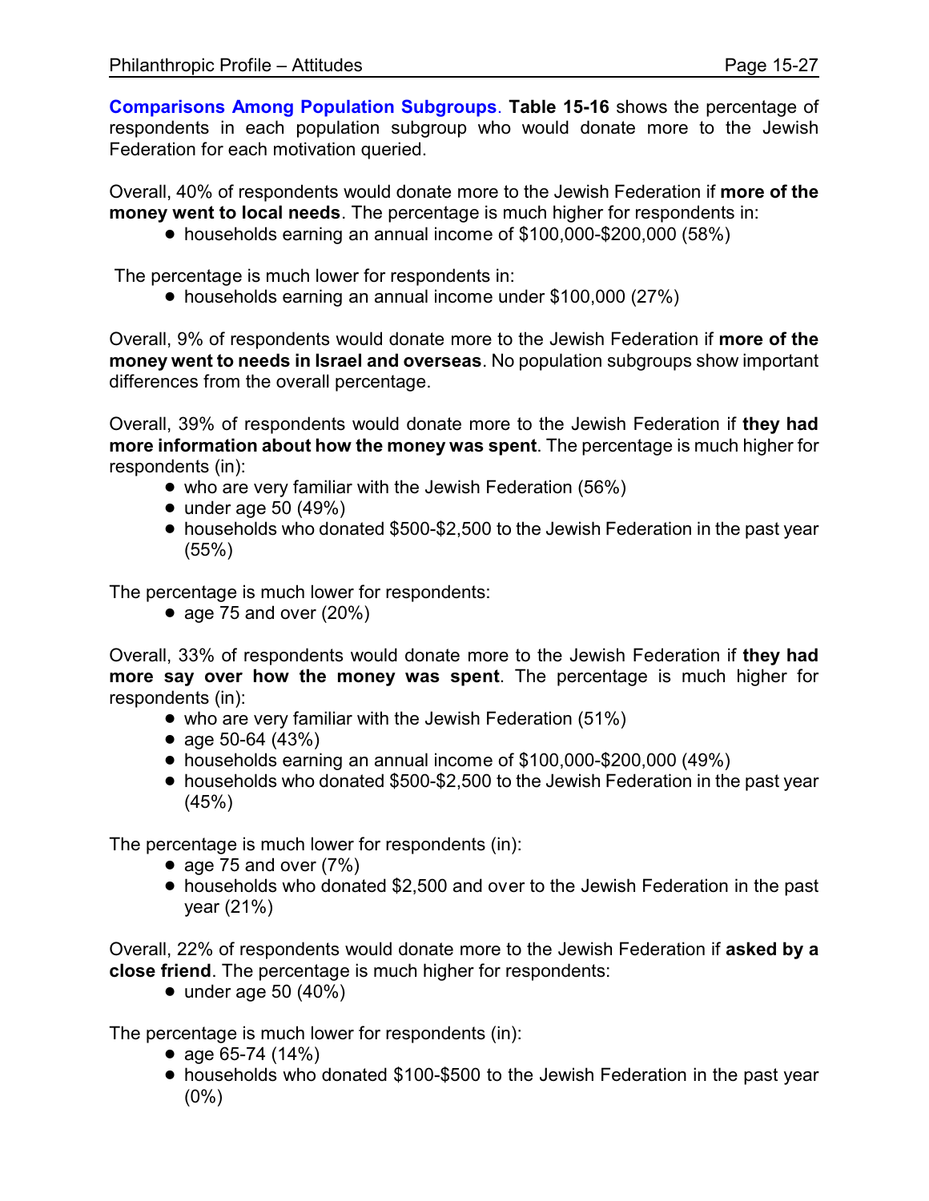**Comparisons Among Population Subgroups**. **Table 15-16** shows the percentage of respondents in each population subgroup who would donate more to the Jewish Federation for each motivation queried.

Overall, 40% of respondents would donate more to the Jewish Federation if **more of the money went to local needs**. The percentage is much higher for respondents in:

- households earning an annual income of $100,000-$200,000 (58%)

The percentage is much lower for respondents in:

- households earning an annual income under $100,000 (27%)

Overall, 9% of respondents would donate more to the Jewish Federation if **more of the money went to needs in Israel and overseas**. No population subgroups show important differences from the overall percentage.

Overall, 39% of respondents would donate more to the Jewish Federation if **they had more information about how the money was spent**. The percentage is much higher for respondents (in):

- who are very familiar with the Jewish Federation (56%)
- under age 50 (49%)
- households who donated $500-$2,500 to the Jewish Federation in the past year (55%)

The percentage is much lower for respondents:

- age 75 and over (20%)

Overall, 33% of respondents would donate more to the Jewish Federation if **they had more say over how the money was spent**. The percentage is much higher for respondents (in):

- who are very familiar with the Jewish Federation (51%)
- age 50-64 (43%)
- households earning an annual income of $100,000-$200,000 (49%)
- households who donated $500-$2,500 to the Jewish Federation in the past year (45%)

The percentage is much lower for respondents (in):

- age 75 and over (7%)
- households who donated $2,500 and over to the Jewish Federation in the past year (21%)

Overall, 22% of respondents would donate more to the Jewish Federation if **asked by a close friend**. The percentage is much higher for respondents:

- under age 50 (40%)

The percentage is much lower for respondents (in):

- age 65-74 (14%)
- households who donated $100-$500 to the Jewish Federation in the past year (0%)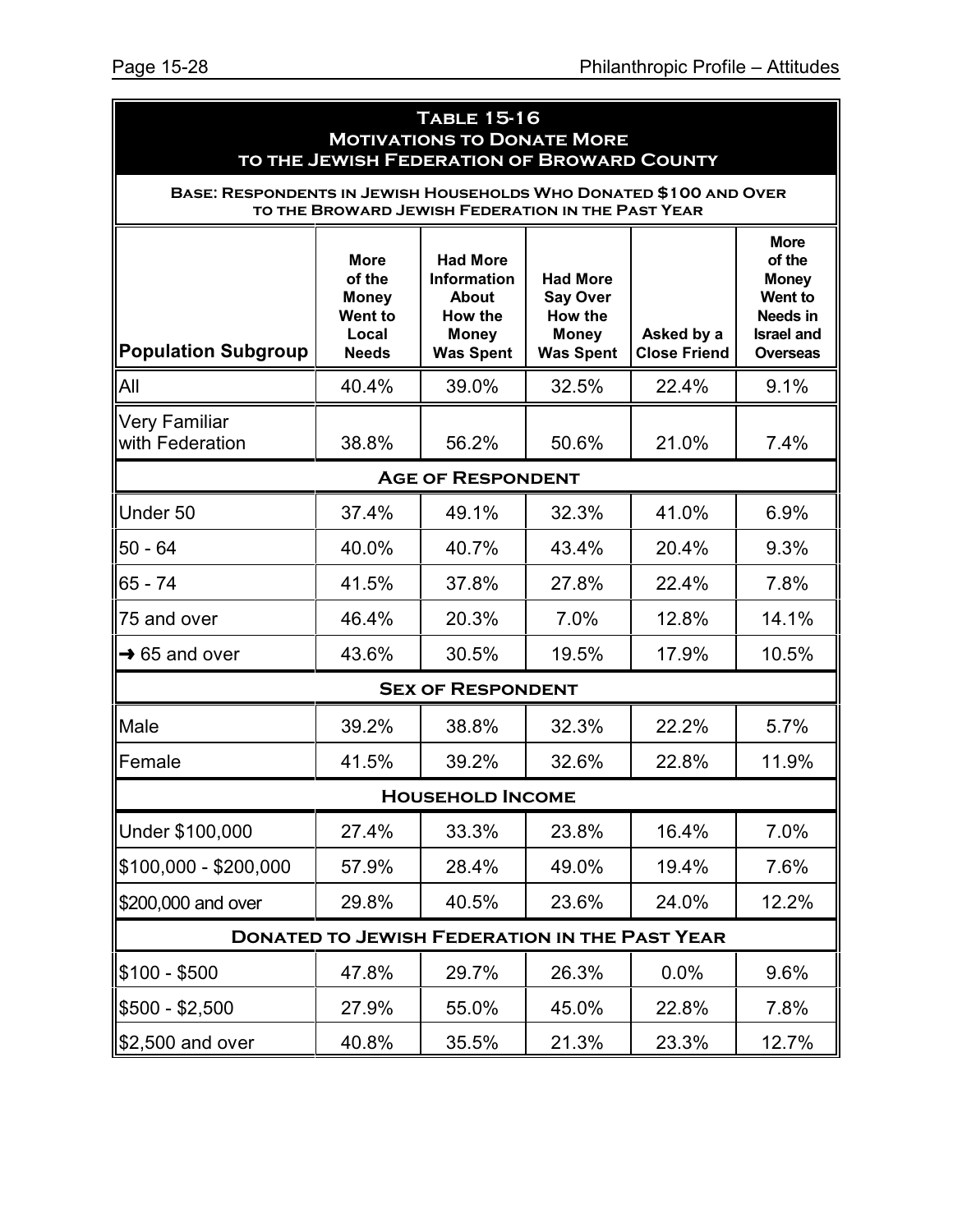## Table 15-16
## Motivations to Donate More to the Jewish Federation of Broward County

**Base: Respondents in Jewish Households Who Donated $100 and Over to the Broward Jewish Federation in the Past Year**

| Population Subgroup | More of the Money Went to Local Needs | Had More Information About How the Money Was Spent | Had More Say Over How the Money Was Spent | Asked by a Close Friend | More of the Money Went to Needs in Israel and Overseas |
|---|---|---|---|---|---|
| All | 40.4% | 39.0% | 32.5% | 22.4% | 9.1% |
| Very Familiar with Federation | 38.8% | 56.2% | 50.6% | 21.0% | 7.4% |
| **Age of Respondent** | | | | | |
| Under 50 | 37.4% | 49.1% | 32.3% | 41.0% | 6.9% |
| 50 - 64 | 40.0% | 40.7% | 43.4% | 20.4% | 9.3% |
| 65 - 74 | 41.5% | 37.8% | 27.8% | 22.4% | 7.8% |
| 75 and over | 46.4% | 20.3% | 7.0% | 12.8% | 14.1% |
| → 65 and over | 43.6% | 30.5% | 19.5% | 17.9% | 10.5% |
| **Sex of Respondent** | | | | | |
| Male | 39.2% | 38.8% | 32.3% | 22.2% | 5.7% |
| Female | 41.5% | 39.2% | 32.6% | 22.8% | 11.9% |
| **Household Income** | | | | | |
| Under $100,000 | 27.4% | 33.3% | 23.8% | 16.4% | 7.0% |
| $100,000 - $200,000 | 57.9% | 28.4% | 49.0% | 19.4% | 7.6% |
| $200,000 and over | 29.8% | 40.5% | 23.6% | 24.0% | 12.2% |
| **Donated to Jewish Federation in the Past Year** | | | | | |
| $100 - $500 | 47.8% | 29.7% | 26.3% | 0.0% | 9.6% |
| $500 - $2,500 | 27.9% | 55.0% | 45.0% | 22.8% | 7.8% |
| $2,500 and over | 40.8% | 35.5% | 21.3% | 23.3% | 12.7% |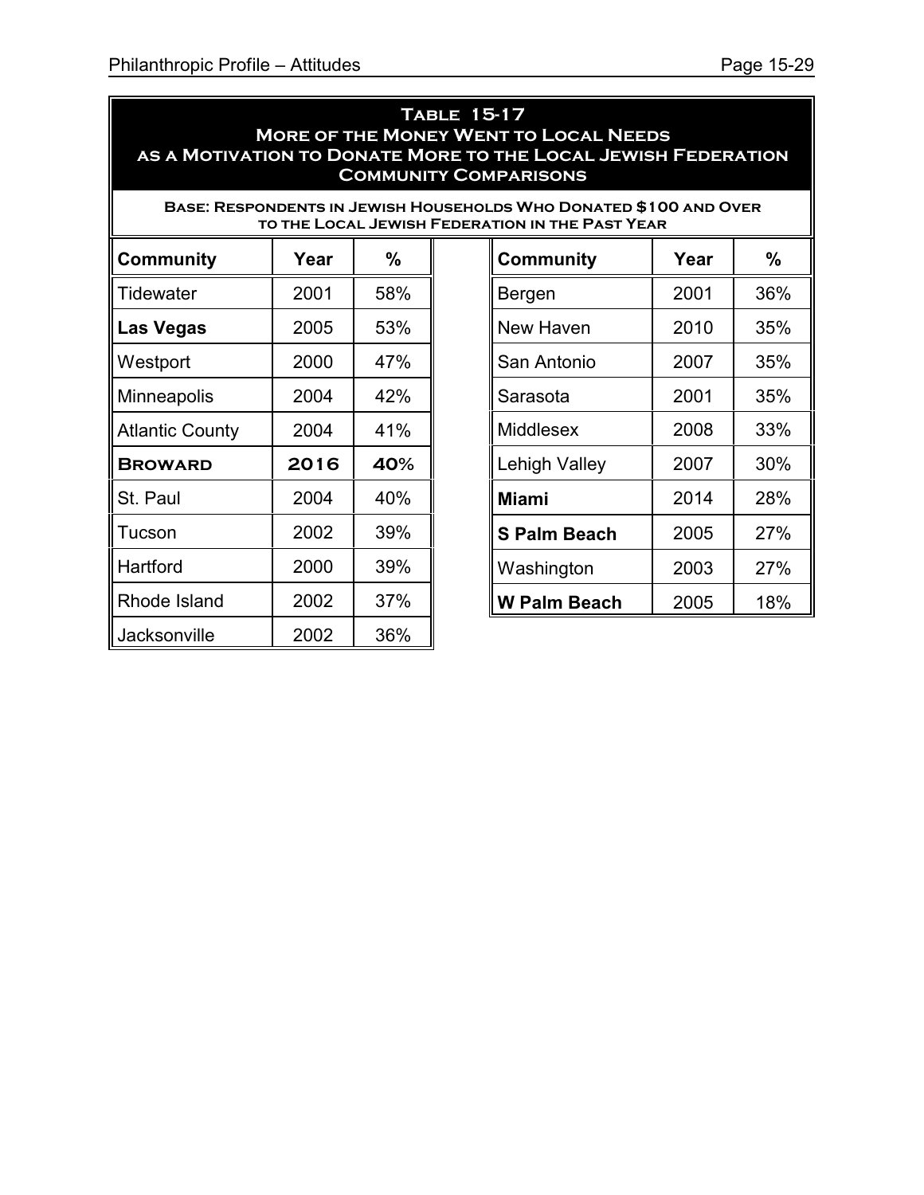## Table 15-17
## More of the Money Went to Local Needs as a Motivation to Donate More to the Local Jewish Federation
## Community Comparisons

**Base: Respondents in Jewish Households Who Donated $100 and Over to the Local Jewish Federation in the Past Year**

| Community | Year | % | Community | Year | % |
|---|---|---|---|---|---|
| Tidewater | 2001 | 58% | Bergen | 2001 | 36% |
| **Las Vegas** | 2005 | 53% | New Haven | 2010 | 35% |
| Westport | 2000 | 47% | San Antonio | 2007 | 35% |
| Minneapolis | 2004 | 42% | Sarasota | 2001 | 35% |
| Atlantic County | 2004 | 41% | Middlesex | 2008 | 33% |
| **Broward** | **2016** | **40%** | Lehigh Valley | 2007 | 30% |
| St. Paul | 2004 | 40% | **Miami** | 2014 | 28% |
| Tucson | 2002 | 39% | **S Palm Beach** | 2005 | 27% |
| Hartford | 2000 | 39% | Washington | 2003 | 27% |
| Rhode Island | 2002 | 37% | **W Palm Beach** | 2005 | 18% |
| Jacksonville | 2002 | 36% | | | |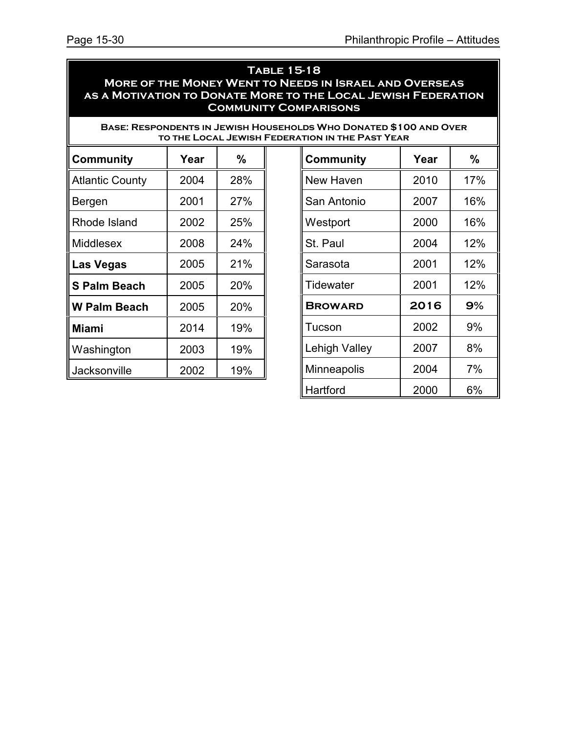## Table 15-18
## More of the Money Went to Needs in Israel and Overseas as a Motivation to Donate More to the Local Jewish Federation
## Community Comparisons

**Base: Respondents in Jewish Households Who Donated $100 and Over to the Local Jewish Federation in the Past Year**

| Community | Year | % |
|---|---|---|
| Atlantic County | 2004 | 28% |
| Bergen | 2001 | 27% |
| Rhode Island | 2002 | 25% |
| Middlesex | 2008 | 24% |
| **Las Vegas** | 2005 | 21% |
| **S Palm Beach** | 2005 | 20% |
| **W Palm Beach** | 2005 | 20% |
| **Miami** | 2014 | 19% |
| Washington | 2003 | 19% |
| Jacksonville | 2002 | 19% |
| New Haven | 2010 | 17% |
| San Antonio | 2007 | 16% |
| Westport | 2000 | 16% |
| St. Paul | 2004 | 12% |
| Sarasota | 2001 | 12% |
| Tidewater | 2001 | 12% |
| **Broward** | **2016** | **9%** |
| Tucson | 2002 | 9% |
| Lehigh Valley | 2007 | 8% |
| Minneapolis | 2004 | 7% |
| Hartford | 2000 | 6% |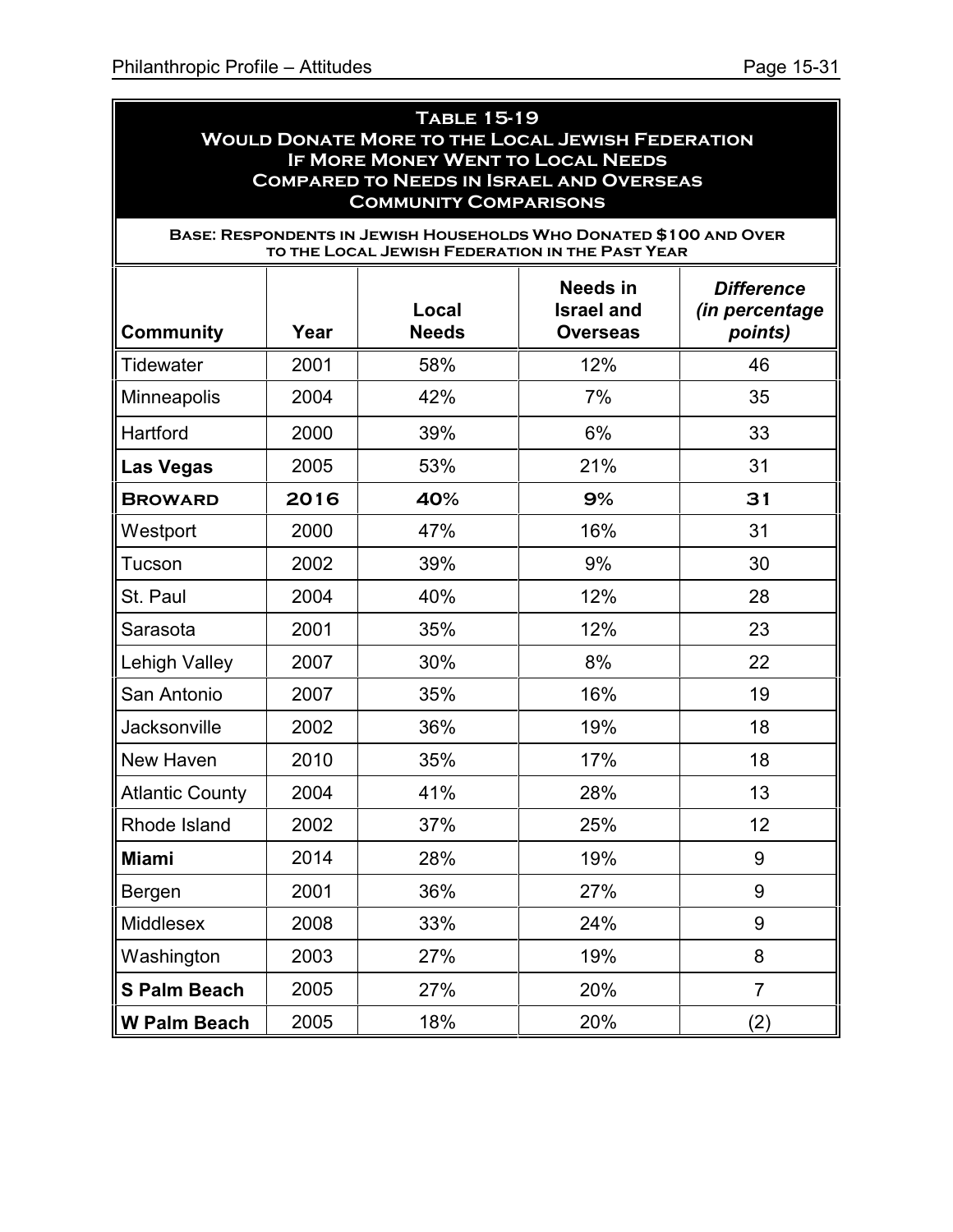### Table 15-19
### Would Donate More to the Local Jewish Federation If More Money Went to Local Needs Compared to Needs in Israel and Overseas
### Community Comparisons

**Base: Respondents in Jewish Households Who Donated $100 and Over to the Local Jewish Federation in the Past Year**

| Community | Year | Local Needs | Needs in Israel and Overseas | *Difference (in percentage points)* |
|---|---|---|---|---|
| Tidewater | 2001 | 58% | 12% | 46 |
| Minneapolis | 2004 | 42% | 7% | 35 |
| Hartford | 2000 | 39% | 6% | 33 |
| **Las Vegas** | 2005 | 53% | 21% | 31 |
| **Broward** | **2016** | **40%** | **9%** | **31** |
| Westport | 2000 | 47% | 16% | 31 |
| Tucson | 2002 | 39% | 9% | 30 |
| St. Paul | 2004 | 40% | 12% | 28 |
| Sarasota | 2001 | 35% | 12% | 23 |
| Lehigh Valley | 2007 | 30% | 8% | 22 |
| San Antonio | 2007 | 35% | 16% | 19 |
| Jacksonville | 2002 | 36% | 19% | 18 |
| New Haven | 2010 | 35% | 17% | 18 |
| Atlantic County | 2004 | 41% | 28% | 13 |
| Rhode Island | 2002 | 37% | 25% | 12 |
| **Miami** | 2014 | 28% | 19% | 9 |
| Bergen | 2001 | 36% | 27% | 9 |
| Middlesex | 2008 | 33% | 24% | 9 |
| Washington | 2003 | 27% | 19% | 8 |
| **S Palm Beach** | 2005 | 27% | 20% | 7 |
| **W Palm Beach** | 2005 | 18% | 20% | (2) |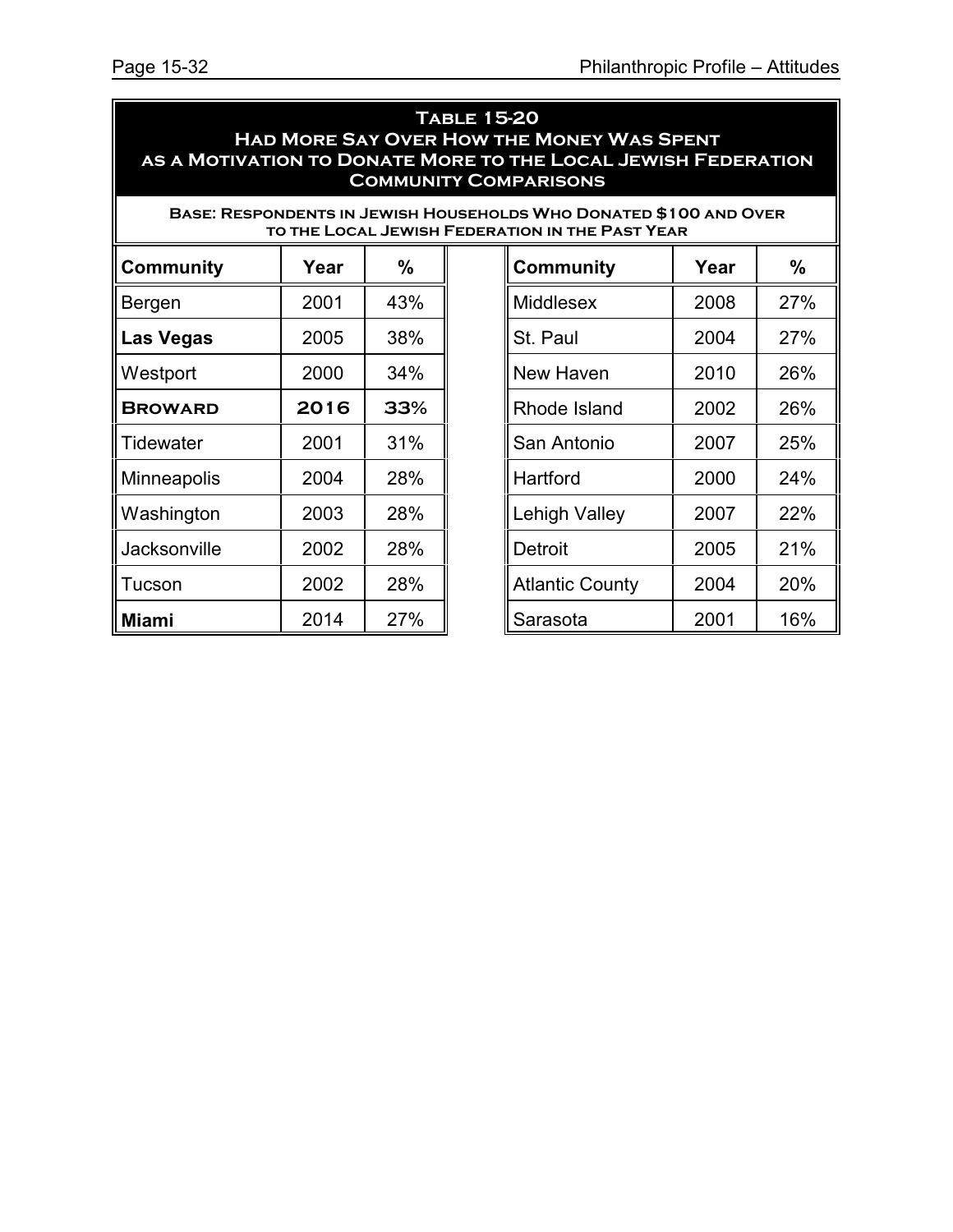**Table 15-20**
**Had More Say Over How the Money Was Spent as a Motivation to Donate More to the Local Jewish Federation**
**Community Comparisons**

**Base: Respondents in Jewish Households Who Donated $100 and Over to the Local Jewish Federation in the Past Year**

| Community | Year | % | Community | Year | % |
|---|---|---|---|---|---|
| Bergen | 2001 | 43% | Middlesex | 2008 | 27% |
| **Las Vegas** | 2005 | 38% | St. Paul | 2004 | 27% |
| Westport | 2000 | 34% | New Haven | 2010 | 26% |
| **Broward** | **2016** | **33%** | Rhode Island | 2002 | 26% |
| Tidewater | 2001 | 31% | San Antonio | 2007 | 25% |
| Minneapolis | 2004 | 28% | Hartford | 2000 | 24% |
| Washington | 2003 | 28% | Lehigh Valley | 2007 | 22% |
| Jacksonville | 2002 | 28% | Detroit | 2005 | 21% |
| Tucson | 2002 | 28% | Atlantic County | 2004 | 20% |
| **Miami** | 2014 | 27% | Sarasota | 2001 | 16% |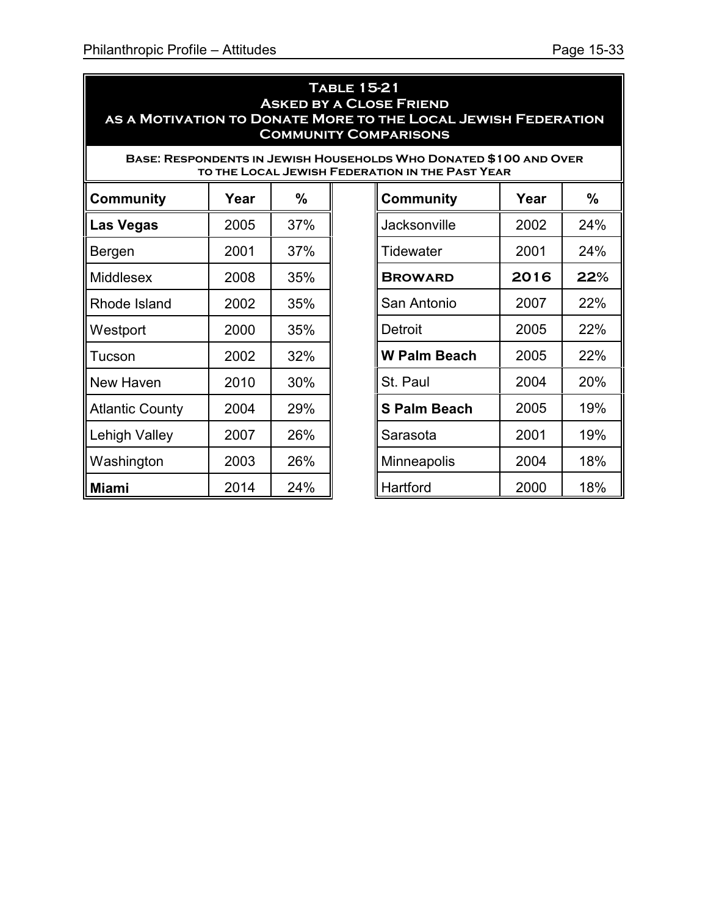## Table 15-21
## Asked by a Close Friend as a Motivation to Donate More to the Local Jewish Federation
## Community Comparisons

**Base: Respondents in Jewish Households Who Donated $100 and Over to the Local Jewish Federation in the Past Year**

| Community | Year | % | | Community | Year | % |
|---|---|---|---|---|---|---|
| **Las Vegas** | 2005 | 37% | | Jacksonville | 2002 | 24% |
| Bergen | 2001 | 37% | | Tidewater | 2001 | 24% |
| Middlesex | 2008 | 35% | | **Broward** | **2016** | **22%** |
| Rhode Island | 2002 | 35% | | San Antonio | 2007 | 22% |
| Westport | 2000 | 35% | | Detroit | 2005 | 22% |
| Tucson | 2002 | 32% | | **W Palm Beach** | 2005 | 22% |
| New Haven | 2010 | 30% | | St. Paul | 2004 | 20% |
| Atlantic County | 2004 | 29% | | **S Palm Beach** | 2005 | 19% |
| Lehigh Valley | 2007 | 26% | | Sarasota | 2001 | 19% |
| Washington | 2003 | 26% | | Minneapolis | 2004 | 18% |
| **Miami** | 2014 | 24% | | Hartford | 2000 | 18% |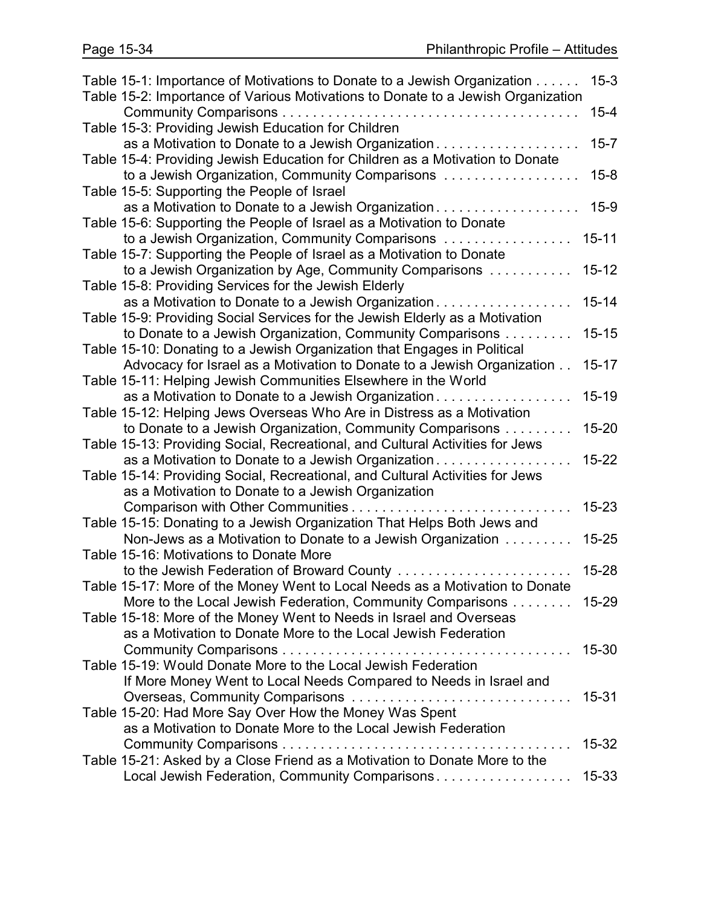| | |
|---|---|
| Table 15-1: Importance of Motivations to Donate to a Jewish Organization | 15-3 |
| Table 15-2: Importance of Various Motivations to Donate to a Jewish Organization Community Comparisons | 15-4 |
| Table 15-3: Providing Jewish Education for Children as a Motivation to Donate to a Jewish Organization | 15-7 |
| Table 15-4: Providing Jewish Education for Children as a Motivation to Donate to a Jewish Organization, Community Comparisons | 15-8 |
| Table 15-5: Supporting the People of Israel as a Motivation to Donate to a Jewish Organization | 15-9 |
| Table 15-6: Supporting the People of Israel as a Motivation to Donate to a Jewish Organization, Community Comparisons | 15-11 |
| Table 15-7: Supporting the People of Israel as a Motivation to Donate to a Jewish Organization by Age, Community Comparisons | 15-12 |
| Table 15-8: Providing Services for the Jewish Elderly as a Motivation to Donate to a Jewish Organization | 15-14 |
| Table 15-9: Providing Social Services for the Jewish Elderly as a Motivation to Donate to a Jewish Organization, Community Comparisons | 15-15 |
| Table 15-10: Donating to a Jewish Organization that Engages in Political Advocacy for Israel as a Motivation to Donate to a Jewish Organization | 15-17 |
| Table 15-11: Helping Jewish Communities Elsewhere in the World as a Motivation to Donate to a Jewish Organization | 15-19 |
| Table 15-12: Helping Jews Overseas Who Are in Distress as a Motivation to Donate to a Jewish Organization, Community Comparisons | 15-20 |
| Table 15-13: Providing Social, Recreational, and Cultural Activities for Jews as a Motivation to Donate to a Jewish Organization | 15-22 |
| Table 15-14: Providing Social, Recreational, and Cultural Activities for Jews as a Motivation to Donate to a Jewish Organization Comparison with Other Communities | 15-23 |
| Table 15-15: Donating to a Jewish Organization That Helps Both Jews and Non-Jews as a Motivation to Donate to a Jewish Organization | 15-25 |
| Table 15-16: Motivations to Donate More to the Jewish Federation of Broward County | 15-28 |
| Table 15-17: More of the Money Went to Local Needs as a Motivation to Donate More to the Local Jewish Federation, Community Comparisons | 15-29 |
| Table 15-18: More of the Money Went to Needs in Israel and Overseas as a Motivation to Donate More to the Local Jewish Federation Community Comparisons | 15-30 |
| Table 15-19: Would Donate More to the Local Jewish Federation If More Money Went to Local Needs Compared to Needs in Israel and Overseas, Community Comparisons | 15-31 |
| Table 15-20: Had More Say Over How the Money Was Spent as a Motivation to Donate More to the Local Jewish Federation Community Comparisons | 15-32 |
| Table 15-21: Asked by a Close Friend as a Motivation to Donate More to the Local Jewish Federation, Community Comparisons | 15-33 |